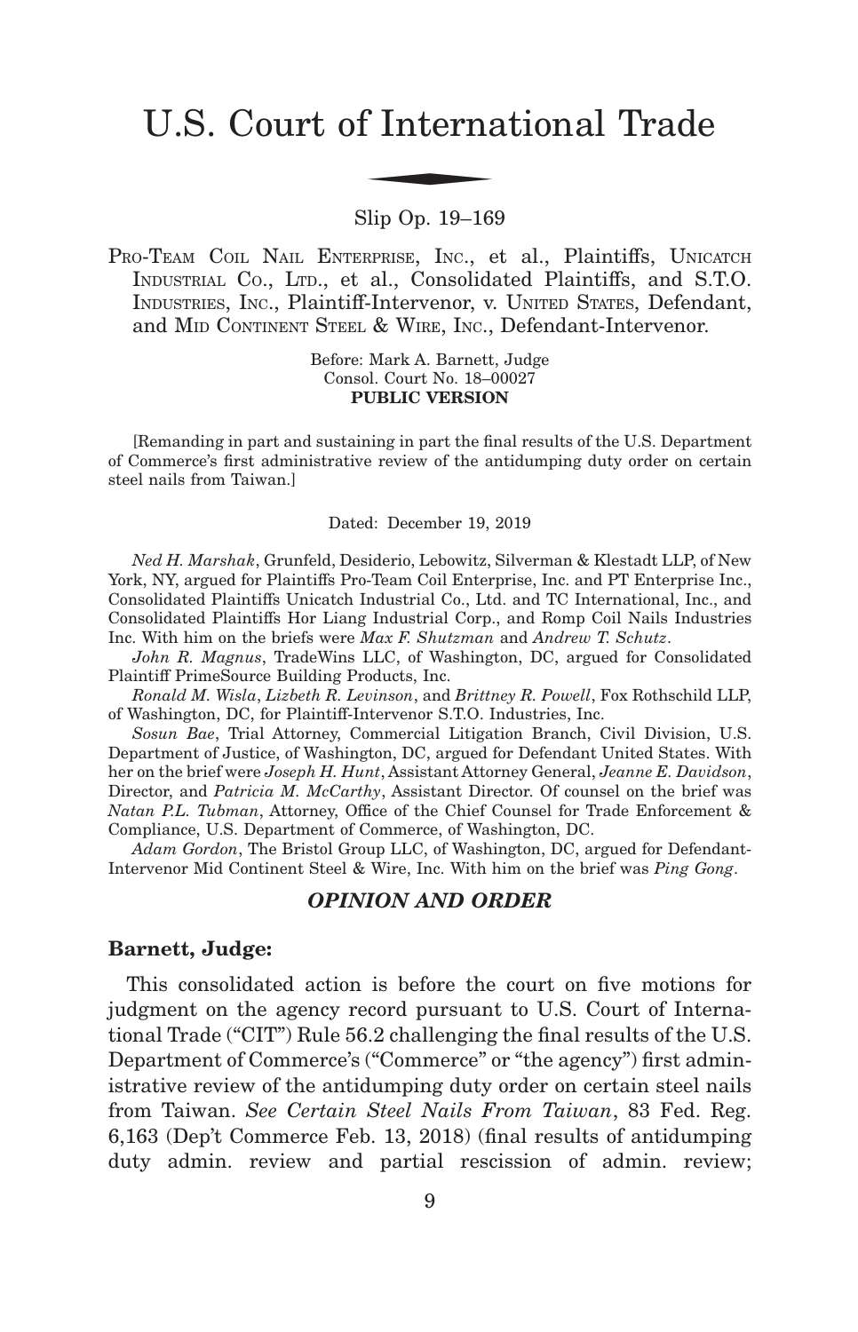# U.S. Court of International Trade

Slip Op. 19–169

PRO-TEAM COIL NAIL ENTERPRISE, INC., et al., Plaintiffs, UNICATCH INDUSTRIAL CO., LTD., et al., Consolidated Plaintiffs, and S.T.O. INDUSTRIES, INC., Plaintiff-Intervenor, v. UNITED STATES, Defendant, and MID CONTINENT STEEL & WIRE, INC., Defendant-Intervenor.

Before: Mark A. Barnett, Judge
Consol. Court No. 18–00027
**PUBLIC VERSION**

[Remanding in part and sustaining in part the final results of the U.S. Department of Commerce's first administrative review of the antidumping duty order on certain steel nails from Taiwan.]

Dated: December 19, 2019

*Ned H. Marshak*, Grunfeld, Desiderio, Lebowitz, Silverman & Klestadt LLP, of New York, NY, argued for Plaintiffs Pro-Team Coil Enterprise, Inc. and PT Enterprise Inc., Consolidated Plaintiffs Unicatch Industrial Co., Ltd. and TC International, Inc., and Consolidated Plaintiffs Hor Liang Industrial Corp., and Romp Coil Nails Industries Inc. With him on the briefs were *Max F. Shutzman* and *Andrew T. Schutz*.

*John R. Magnus*, TradeWins LLC, of Washington, DC, argued for Consolidated Plaintiff PrimeSource Building Products, Inc.

*Ronald M. Wisla*, *Lizbeth R. Levinson*, and *Brittney R. Powell*, Fox Rothschild LLP, of Washington, DC, for Plaintiff-Intervenor S.T.O. Industries, Inc.

*Sosun Bae*, Trial Attorney, Commercial Litigation Branch, Civil Division, U.S. Department of Justice, of Washington, DC, argued for Defendant United States. With her on the brief were *Joseph H. Hunt*, Assistant Attorney General, *Jeanne E. Davidson*, Director, and *Patricia M. McCarthy*, Assistant Director. Of counsel on the brief was *Natan P.L. Tubman*, Attorney, Office of the Chief Counsel for Trade Enforcement & Compliance, U.S. Department of Commerce, of Washington, DC.

*Adam Gordon*, The Bristol Group LLC, of Washington, DC, argued for Defendant-Intervenor Mid Continent Steel & Wire, Inc. With him on the brief was *Ping Gong*.

## *OPINION AND ORDER*

**Barnett, Judge:**

This consolidated action is before the court on five motions for judgment on the agency record pursuant to U.S. Court of International Trade ("CIT") Rule 56.2 challenging the final results of the U.S. Department of Commerce's ("Commerce" or "the agency") first administrative review of the antidumping duty order on certain steel nails from Taiwan. *See Certain Steel Nails From Taiwan*, 83 Fed. Reg. 6,163 (Dep't Commerce Feb. 13, 2018) (final results of antidumping duty admin. review and partial rescission of admin. review;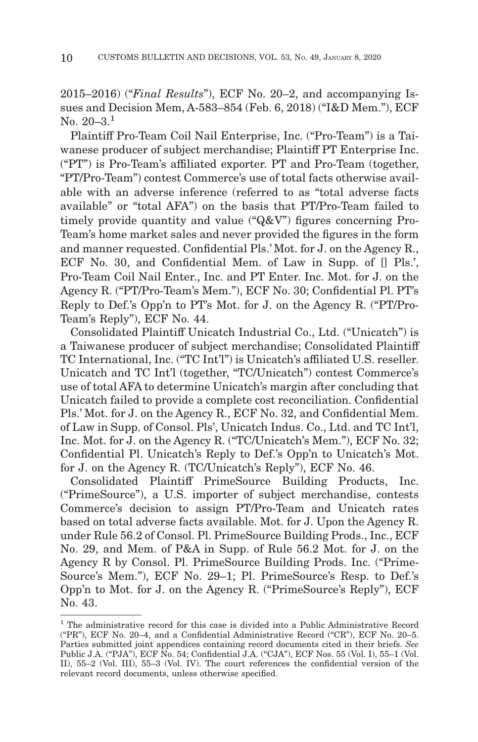2015–2016) ("*Final Results*"), ECF No. 20–2, and accompanying Issues and Decision Mem, A-583–854 (Feb. 6, 2018) ("I&D Mem."), ECF No. 20–3.[1]

Plaintiff Pro-Team Coil Nail Enterprise, Inc. ("Pro-Team") is a Taiwanese producer of subject merchandise; Plaintiff PT Enterprise Inc. ("PT") is Pro-Team's affiliated exporter. PT and Pro-Team (together, "PT/Pro-Team") contest Commerce's use of total facts otherwise available with an adverse inference (referred to as "total adverse facts available" or "total AFA") on the basis that PT/Pro-Team failed to timely provide quantity and value ("Q&V") figures concerning Pro-Team's home market sales and never provided the figures in the form and manner requested. Confidential Pls.' Mot. for J. on the Agency R., ECF No. 30, and Confidential Mem. of Law in Supp. of [] Pls.', Pro-Team Coil Nail Enter., Inc. and PT Enter. Inc. Mot. for J. on the Agency R. ("PT/Pro-Team's Mem."), ECF No. 30; Confidential Pl. PT's Reply to Def.'s Opp'n to PT's Mot. for J. on the Agency R. ("PT/Pro-Team's Reply"), ECF No. 44.

Consolidated Plaintiff Unicatch Industrial Co., Ltd. ("Unicatch") is a Taiwanese producer of subject merchandise; Consolidated Plaintiff TC International, Inc. ("TC Int'l") is Unicatch's affiliated U.S. reseller. Unicatch and TC Int'l (together, "TC/Unicatch") contest Commerce's use of total AFA to determine Unicatch's margin after concluding that Unicatch failed to provide a complete cost reconciliation. Confidential Pls.' Mot. for J. on the Agency R., ECF No. 32, and Confidential Mem. of Law in Supp. of Consol. Pls', Unicatch Indus. Co., Ltd. and TC Int'l, Inc. Mot. for J. on the Agency R. ("TC/Unicatch's Mem."), ECF No. 32; Confidential Pl. Unicatch's Reply to Def.'s Opp'n to Unicatch's Mot. for J. on the Agency R. (TC/Unicatch's Reply"), ECF No. 46.

Consolidated Plaintiff PrimeSource Building Products, Inc. ("PrimeSource"), a U.S. importer of subject merchandise, contests Commerce's decision to assign PT/Pro-Team and Unicatch rates based on total adverse facts available. Mot. for J. Upon the Agency R. under Rule 56.2 of Consol. Pl. PrimeSource Building Prods., Inc., ECF No. 29, and Mem. of P&A in Supp. of Rule 56.2 Mot. for J. on the Agency R by Consol. Pl. PrimeSource Building Prods. Inc. ("PrimeSource's Mem."), ECF No. 29–1; Pl. PrimeSource's Resp. to Def.'s Opp'n to Mot. for J. on the Agency R. ("PrimeSource's Reply"), ECF No. 43.

[1] The administrative record for this case is divided into a Public Administrative Record ("PR"), ECF No. 20–4, and a Confidential Administrative Record ("CR"), ECF No. 20–5. Parties submitted joint appendices containing record documents cited in their briefs. *See* Public J.A. ("PJA"), ECF No. 54; Confidential J.A. ("CJA"), ECF Nos. 55 (Vol. I), 55–1 (Vol. II), 55–2 (Vol. III), 55–3 (Vol. IV). The court references the confidential version of the relevant record documents, unless otherwise specified.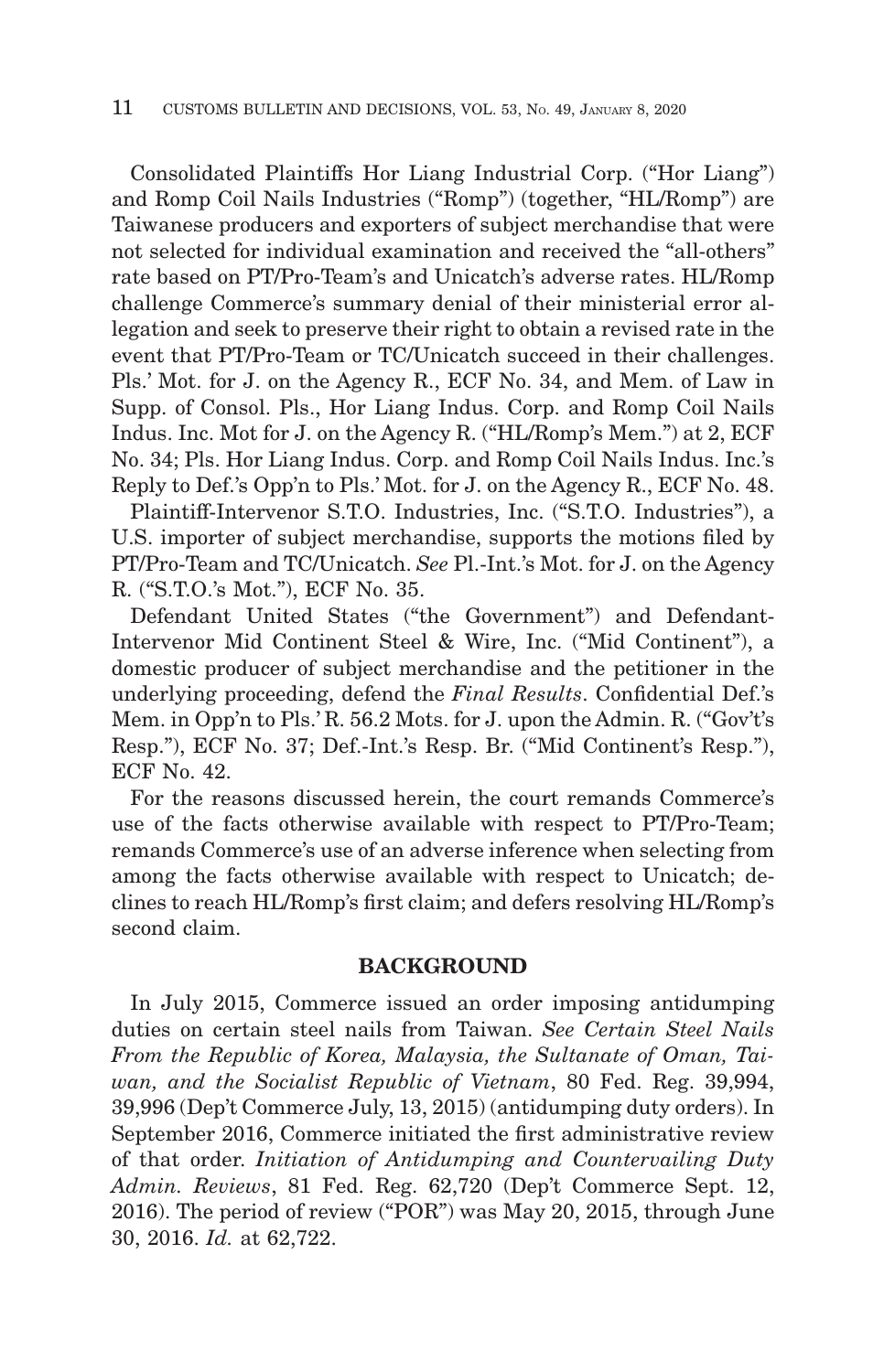Consolidated Plaintiffs Hor Liang Industrial Corp. ("Hor Liang") and Romp Coil Nails Industries ("Romp") (together, "HL/Romp") are Taiwanese producers and exporters of subject merchandise that were not selected for individual examination and received the "all-others" rate based on PT/Pro-Team's and Unicatch's adverse rates. HL/Romp challenge Commerce's summary denial of their ministerial error allegation and seek to preserve their right to obtain a revised rate in the event that PT/Pro-Team or TC/Unicatch succeed in their challenges. Pls.' Mot. for J. on the Agency R., ECF No. 34, and Mem. of Law in Supp. of Consol. Pls., Hor Liang Indus. Corp. and Romp Coil Nails Indus. Inc. Mot for J. on the Agency R. ("HL/Romp's Mem.") at 2, ECF No. 34; Pls. Hor Liang Indus. Corp. and Romp Coil Nails Indus. Inc.'s Reply to Def.'s Opp'n to Pls.' Mot. for J. on the Agency R., ECF No. 48.

Plaintiff-Intervenor S.T.O. Industries, Inc. ("S.T.O. Industries"), a U.S. importer of subject merchandise, supports the motions filed by PT/Pro-Team and TC/Unicatch. *See* Pl.-Int.'s Mot. for J. on the Agency R. ("S.T.O.'s Mot."), ECF No. 35.

Defendant United States ("the Government") and Defendant-Intervenor Mid Continent Steel & Wire, Inc. ("Mid Continent"), a domestic producer of subject merchandise and the petitioner in the underlying proceeding, defend the *Final Results*. Confidential Def.'s Mem. in Opp'n to Pls.' R. 56.2 Mots. for J. upon the Admin. R. ("Gov't's Resp."), ECF No. 37; Def.-Int.'s Resp. Br. ("Mid Continent's Resp."), ECF No. 42.

For the reasons discussed herein, the court remands Commerce's use of the facts otherwise available with respect to PT/Pro-Team; remands Commerce's use of an adverse inference when selecting from among the facts otherwise available with respect to Unicatch; declines to reach HL/Romp's first claim; and defers resolving HL/Romp's second claim.

## BACKGROUND

In July 2015, Commerce issued an order imposing antidumping duties on certain steel nails from Taiwan. *See Certain Steel Nails From the Republic of Korea, Malaysia, the Sultanate of Oman, Taiwan, and the Socialist Republic of Vietnam*, 80 Fed. Reg. 39,994, 39,996 (Dep't Commerce July, 13, 2015) (antidumping duty orders). In September 2016, Commerce initiated the first administrative review of that order. *Initiation of Antidumping and Countervailing Duty Admin. Reviews*, 81 Fed. Reg. 62,720 (Dep't Commerce Sept. 12, 2016). The period of review ("POR") was May 20, 2015, through June 30, 2016. *Id.* at 62,722.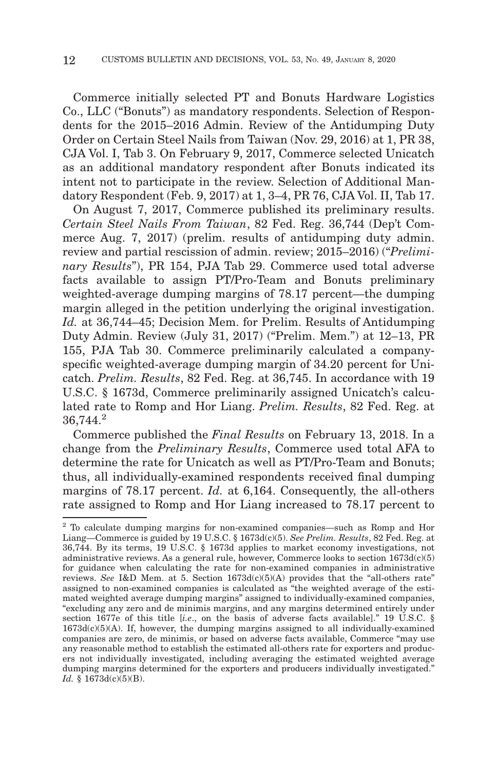Commerce initially selected PT and Bonuts Hardware Logistics Co., LLC ("Bonuts") as mandatory respondents. Selection of Respondents for the 2015–2016 Admin. Review of the Antidumping Duty Order on Certain Steel Nails from Taiwan (Nov. 29, 2016) at 1, PR 38, CJA Vol. I, Tab 3. On February 9, 2017, Commerce selected Unicatch as an additional mandatory respondent after Bonuts indicated its intent not to participate in the review. Selection of Additional Mandatory Respondent (Feb. 9, 2017) at 1, 3–4, PR 76, CJA Vol. II, Tab 17.

On August 7, 2017, Commerce published its preliminary results. *Certain Steel Nails From Taiwan*, 82 Fed. Reg. 36,744 (Dep't Commerce Aug. 7, 2017) (prelim. results of antidumping duty admin. review and partial rescission of admin. review; 2015–2016) ("*Preliminary Results*"), PR 154, PJA Tab 29. Commerce used total adverse facts available to assign PT/Pro-Team and Bonuts preliminary weighted-average dumping margins of 78.17 percent—the dumping margin alleged in the petition underlying the original investigation. *Id.* at 36,744–45; Decision Mem. for Prelim. Results of Antidumping Duty Admin. Review (July 31, 2017) ("Prelim. Mem.") at 12–13, PR 155, PJA Tab 30. Commerce preliminarily calculated a company-specific weighted-average dumping margin of 34.20 percent for Unicatch. *Prelim. Results*, 82 Fed. Reg. at 36,745. In accordance with 19 U.S.C. § 1673d, Commerce preliminarily assigned Unicatch's calculated rate to Romp and Hor Liang. *Prelim. Results*, 82 Fed. Reg. at 36,744.[2]

Commerce published the *Final Results* on February 13, 2018. In a change from the *Preliminary Results*, Commerce used total AFA to determine the rate for Unicatch as well as PT/Pro-Team and Bonuts; thus, all individually-examined respondents received final dumping margins of 78.17 percent. *Id.* at 6,164. Consequently, the all-others rate assigned to Romp and Hor Liang increased to 78.17 percent to

---

[2] To calculate dumping margins for non-examined companies—such as Romp and Hor Liang—Commerce is guided by 19 U.S.C. § 1673d(c)(5). *See Prelim. Results*, 82 Fed. Reg. at 36,744. By its terms, 19 U.S.C. § 1673d applies to market economy investigations, not administrative reviews. As a general rule, however, Commerce looks to section 1673d(c)(5) for guidance when calculating the rate for non-examined companies in administrative reviews. *See* I&D Mem. at 5. Section 1673d(c)(5)(A) provides that the "all-others rate" assigned to non-examined companies is calculated as "the weighted average of the estimated weighted average dumping margins" assigned to individually-examined companies, "excluding any zero and de minimis margins, and any margins determined entirely under section 1677e of this title [*i.e*., on the basis of adverse facts available]." 19 U.S.C. § 1673d(c)(5)(A). If, however, the dumping margins assigned to all individually-examined companies are zero, de minimis, or based on adverse facts available, Commerce "may use any reasonable method to establish the estimated all-others rate for exporters and producers not individually investigated, including averaging the estimated weighted average dumping margins determined for the exporters and producers individually investigated." *Id.* § 1673d(c)(5)(B).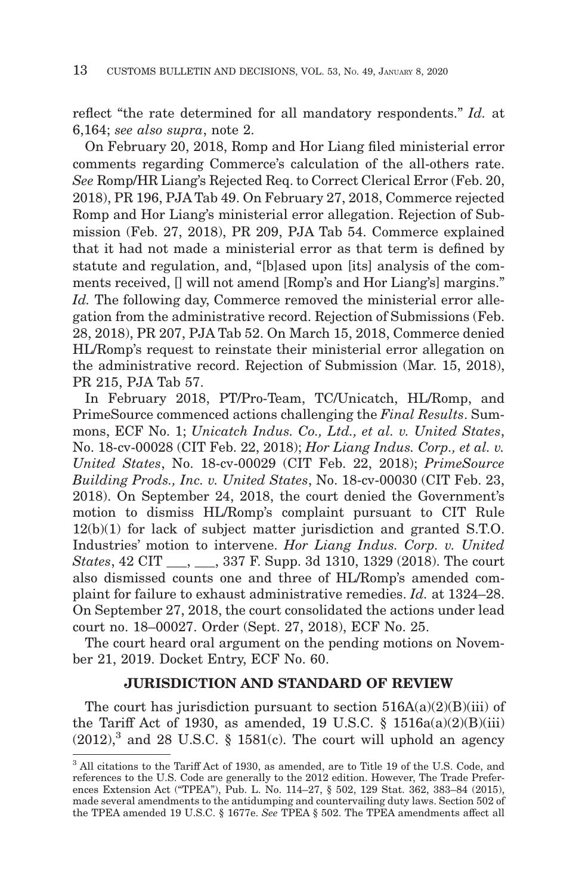reflect "the rate determined for all mandatory respondents." *Id.* at 6,164; *see also supra*, note 2.

On February 20, 2018, Romp and Hor Liang filed ministerial error comments regarding Commerce's calculation of the all-others rate. *See* Romp/HR Liang's Rejected Req. to Correct Clerical Error (Feb. 20, 2018), PR 196, PJA Tab 49. On February 27, 2018, Commerce rejected Romp and Hor Liang's ministerial error allegation. Rejection of Submission (Feb. 27, 2018), PR 209, PJA Tab 54. Commerce explained that it had not made a ministerial error as that term is defined by statute and regulation, and, "[b]ased upon [its] analysis of the comments received, [] will not amend [Romp's and Hor Liang's] margins." *Id.* The following day, Commerce removed the ministerial error allegation from the administrative record. Rejection of Submissions (Feb. 28, 2018), PR 207, PJA Tab 52. On March 15, 2018, Commerce denied HL/Romp's request to reinstate their ministerial error allegation on the administrative record. Rejection of Submission (Mar. 15, 2018), PR 215, PJA Tab 57.

In February 2018, PT/Pro-Team, TC/Unicatch, HL/Romp, and PrimeSource commenced actions challenging the *Final Results*. Summons, ECF No. 1; *Unicatch Indus. Co., Ltd., et al. v. United States*, No. 18-cv-00028 (CIT Feb. 22, 2018); *Hor Liang Indus. Corp., et al. v. United States*, No. 18-cv-00029 (CIT Feb. 22, 2018); *PrimeSource Building Prods., Inc. v. United States*, No. 18-cv-00030 (CIT Feb. 23, 2018). On September 24, 2018, the court denied the Government's motion to dismiss HL/Romp's complaint pursuant to CIT Rule 12(b)(1) for lack of subject matter jurisdiction and granted S.T.O. Industries' motion to intervene. *Hor Liang Indus. Corp. v. United States*, 42 CIT ___, ___, 337 F. Supp. 3d 1310, 1329 (2018). The court also dismissed counts one and three of HL/Romp's amended complaint for failure to exhaust administrative remedies. *Id.* at 1324–28. On September 27, 2018, the court consolidated the actions under lead court no. 18–00027. Order (Sept. 27, 2018), ECF No. 25.

The court heard oral argument on the pending motions on November 21, 2019. Docket Entry, ECF No. 60.

## JURISDICTION AND STANDARD OF REVIEW

The court has jurisdiction pursuant to section 516A(a)(2)(B)(iii) of the Tariff Act of 1930, as amended, 19 U.S.C. § 1516a(a)(2)(B)(iii) (2012),[3] and 28 U.S.C. § 1581(c). The court will uphold an agency

---

[3] All citations to the Tariff Act of 1930, as amended, are to Title 19 of the U.S. Code, and references to the U.S. Code are generally to the 2012 edition. However, The Trade Preferences Extension Act ("TPEA"), Pub. L. No. 114–27, § 502, 129 Stat. 362, 383–84 (2015), made several amendments to the antidumping and countervailing duty laws. Section 502 of the TPEA amended 19 U.S.C. § 1677e. *See* TPEA § 502. The TPEA amendments affect all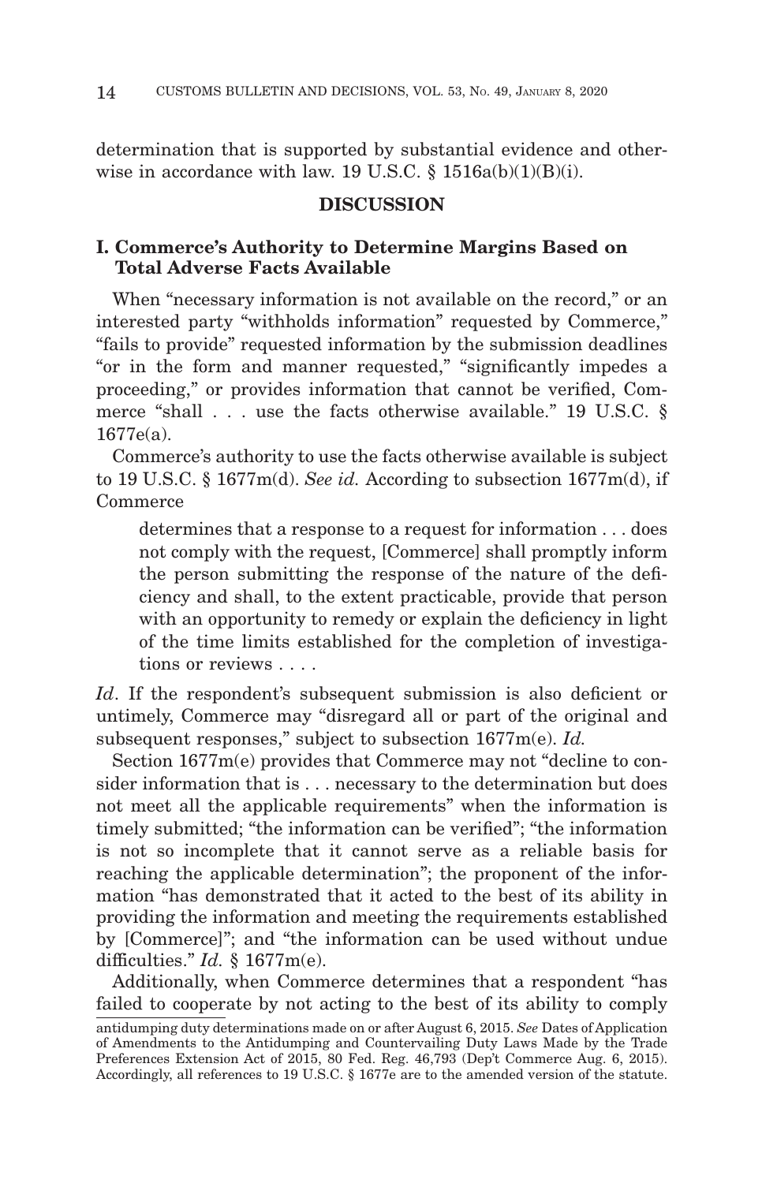determination that is supported by substantial evidence and otherwise in accordance with law. 19 U.S.C. § 1516a(b)(1)(B)(i).

## DISCUSSION

### I. Commerce's Authority to Determine Margins Based on Total Adverse Facts Available

When "necessary information is not available on the record," or an interested party "withholds information" requested by Commerce," "fails to provide" requested information by the submission deadlines "or in the form and manner requested," "significantly impedes a proceeding," or provides information that cannot be verified, Commerce "shall . . . use the facts otherwise available." 19 U.S.C. § 1677e(a).

Commerce's authority to use the facts otherwise available is subject to 19 U.S.C. § 1677m(d). *See id.* According to subsection 1677m(d), if Commerce

> determines that a response to a request for information . . . does not comply with the request, [Commerce] shall promptly inform the person submitting the response of the nature of the deficiency and shall, to the extent practicable, provide that person with an opportunity to remedy or explain the deficiency in light of the time limits established for the completion of investigations or reviews . . . .

*Id*. If the respondent's subsequent submission is also deficient or untimely, Commerce may "disregard all or part of the original and subsequent responses," subject to subsection 1677m(e). *Id.*

Section 1677m(e) provides that Commerce may not "decline to consider information that is . . . necessary to the determination but does not meet all the applicable requirements" when the information is timely submitted; "the information can be verified"; "the information is not so incomplete that it cannot serve as a reliable basis for reaching the applicable determination"; the proponent of the information "has demonstrated that it acted to the best of its ability in providing the information and meeting the requirements established by [Commerce]"; and "the information can be used without undue difficulties." *Id.* § 1677m(e).

Additionally, when Commerce determines that a respondent "has failed to cooperate by not acting to the best of its ability to comply

antidumping duty determinations made on or after August 6, 2015. *See* Dates of Application of Amendments to the Antidumping and Countervailing Duty Laws Made by the Trade Preferences Extension Act of 2015, 80 Fed. Reg. 46,793 (Dep't Commerce Aug. 6, 2015). Accordingly, all references to 19 U.S.C. § 1677e are to the amended version of the statute.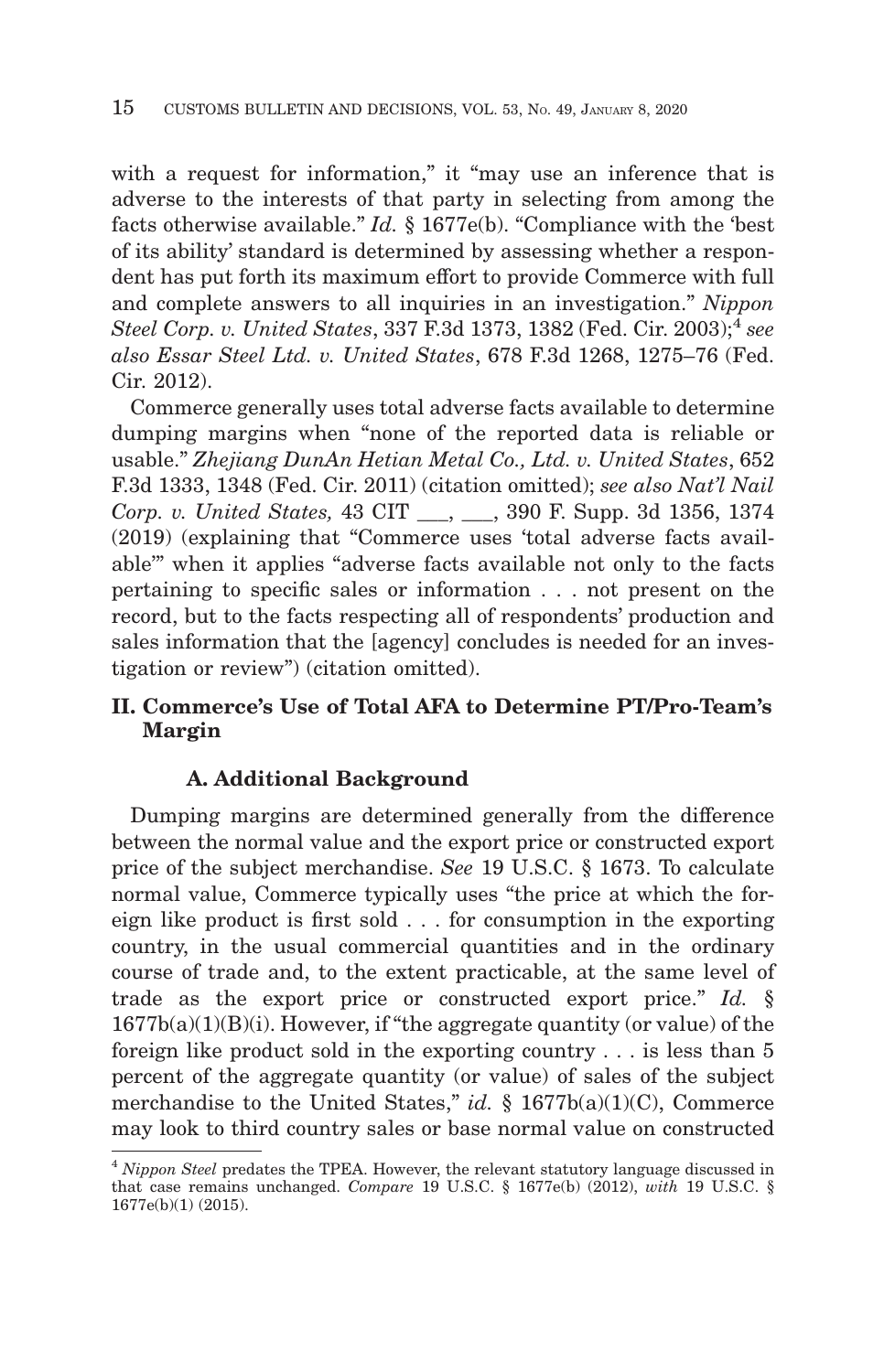with a request for information," it "may use an inference that is adverse to the interests of that party in selecting from among the facts otherwise available." *Id.* § 1677e(b). "Compliance with the 'best of its ability' standard is determined by assessing whether a respondent has put forth its maximum effort to provide Commerce with full and complete answers to all inquiries in an investigation." *Nippon Steel Corp. v. United States*, 337 F.3d 1373, 1382 (Fed. Cir. 2003);[4] *see also Essar Steel Ltd. v. United States*, 678 F.3d 1268, 1275–76 (Fed. Cir. 2012).

Commerce generally uses total adverse facts available to determine dumping margins when "none of the reported data is reliable or usable." *Zhejiang DunAn Hetian Metal Co., Ltd. v. United States*, 652 F.3d 1333, 1348 (Fed. Cir. 2011) (citation omitted); *see also Nat'l Nail Corp. v. United States,* 43 CIT ___, ___, 390 F. Supp. 3d 1356, 1374 (2019) (explaining that "Commerce uses 'total adverse facts available'" when it applies "adverse facts available not only to the facts pertaining to specific sales or information . . . not present on the record, but to the facts respecting all of respondents' production and sales information that the [agency] concludes is needed for an investigation or review") (citation omitted).

## II. Commerce's Use of Total AFA to Determine PT/Pro-Team's Margin

### A. Additional Background

Dumping margins are determined generally from the difference between the normal value and the export price or constructed export price of the subject merchandise. *See* 19 U.S.C. § 1673. To calculate normal value, Commerce typically uses "the price at which the foreign like product is first sold . . . for consumption in the exporting country, in the usual commercial quantities and in the ordinary course of trade and, to the extent practicable, at the same level of trade as the export price or constructed export price." *Id.* § 1677b(a)(1)(B)(i). However, if "the aggregate quantity (or value) of the foreign like product sold in the exporting country . . . is less than 5 percent of the aggregate quantity (or value) of sales of the subject merchandise to the United States," *id.* § 1677b(a)(1)(C), Commerce may look to third country sales or base normal value on constructed

[4] *Nippon Steel* predates the TPEA. However, the relevant statutory language discussed in that case remains unchanged. *Compare* 19 U.S.C. § 1677e(b) (2012), *with* 19 U.S.C. § 1677e(b)(1) (2015).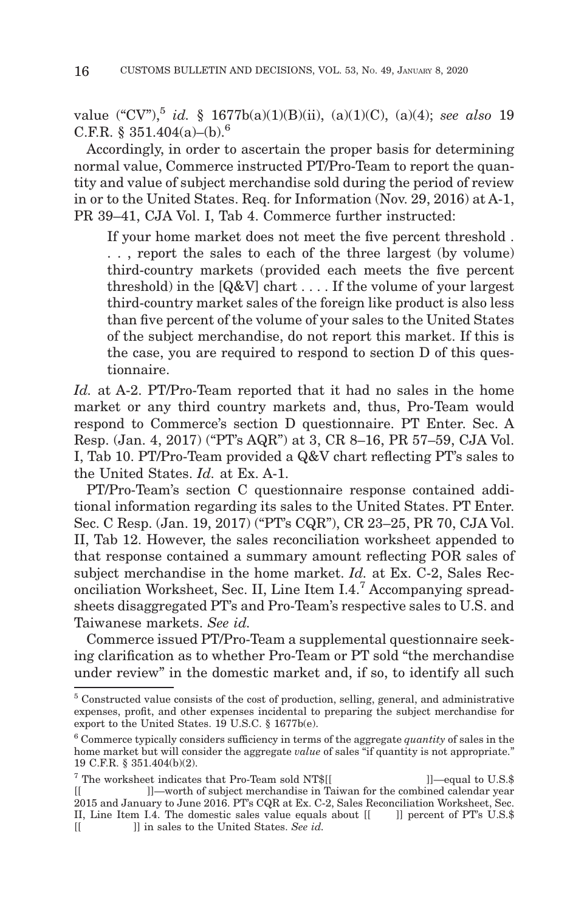value ("CV"),[5] *id.* § 1677b(a)(1)(B)(ii), (a)(1)(C), (a)(4); *see also* 19 C.F.R. § 351.404(a)–(b).[6]

Accordingly, in order to ascertain the proper basis for determining normal value, Commerce instructed PT/Pro-Team to report the quantity and value of subject merchandise sold during the period of review in or to the United States. Req. for Information (Nov. 29, 2016) at A-1, PR 39–41, CJA Vol. I, Tab 4. Commerce further instructed:

> If your home market does not meet the five percent threshold . . . , report the sales to each of the three largest (by volume) third-country markets (provided each meets the five percent threshold) in the [Q&V] chart . . . . If the volume of your largest third-country market sales of the foreign like product is also less than five percent of the volume of your sales to the United States of the subject merchandise, do not report this market. If this is the case, you are required to respond to section D of this questionnaire.

*Id.* at A-2. PT/Pro-Team reported that it had no sales in the home market or any third country markets and, thus, Pro-Team would respond to Commerce's section D questionnaire. PT Enter. Sec. A Resp. (Jan. 4, 2017) ("PT's AQR") at 3, CR 8–16, PR 57–59, CJA Vol. I, Tab 10. PT/Pro-Team provided a Q&V chart reflecting PT's sales to the United States. *Id.* at Ex. A-1.

PT/Pro-Team's section C questionnaire response contained additional information regarding its sales to the United States. PT Enter. Sec. C Resp. (Jan. 19, 2017) ("PT's CQR"), CR 23–25, PR 70, CJA Vol. II, Tab 12. However, the sales reconciliation worksheet appended to that response contained a summary amount reflecting POR sales of subject merchandise in the home market. *Id.* at Ex. C-2, Sales Reconciliation Worksheet, Sec. II, Line Item I.4.[7] Accompanying spreadsheets disaggregated PT's and Pro-Team's respective sales to U.S. and Taiwanese markets. *See id.*

Commerce issued PT/Pro-Team a supplemental questionnaire seeking clarification as to whether Pro-Team or PT sold "the merchandise under review" in the domestic market and, if so, to identify all such

---

[5] Constructed value consists of the cost of production, selling, general, and administrative expenses, profit, and other expenses incidental to preparing the subject merchandise for export to the United States. 19 U.S.C. § 1677b(e).

[6] Commerce typically considers sufficiency in terms of the aggregate *quantity* of sales in the home market but will consider the aggregate *value* of sales "if quantity is not appropriate." 19 C.F.R. § 351.404(b)(2).

[7] The worksheet indicates that Pro-Team sold NT$[[ ]]—equal to U.S.$ [[ ]]—worth of subject merchandise in Taiwan for the combined calendar year 2015 and January to June 2016. PT's CQR at Ex. C-2, Sales Reconciliation Worksheet, Sec. II, Line Item I.4. The domestic sales value equals about [[ ]] percent of PT's U.S.$ [[ ]] in sales to the United States. *See id.*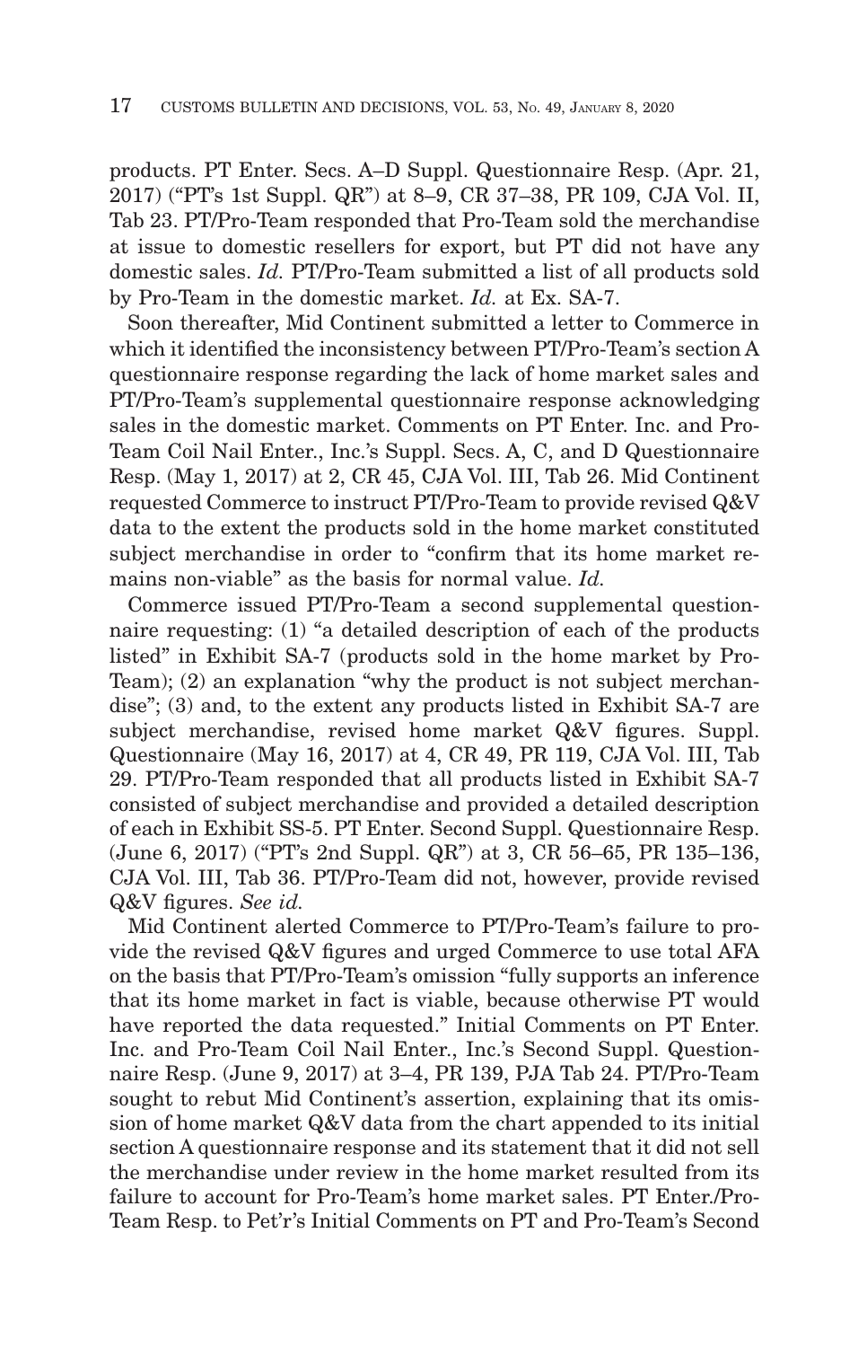products. PT Enter. Secs. A–D Suppl. Questionnaire Resp. (Apr. 21, 2017) ("PT's 1st Suppl. QR") at 8–9, CR 37–38, PR 109, CJA Vol. II, Tab 23. PT/Pro-Team responded that Pro-Team sold the merchandise at issue to domestic resellers for export, but PT did not have any domestic sales. *Id.* PT/Pro-Team submitted a list of all products sold by Pro-Team in the domestic market. *Id.* at Ex. SA-7.

Soon thereafter, Mid Continent submitted a letter to Commerce in which it identified the inconsistency between PT/Pro-Team's section A questionnaire response regarding the lack of home market sales and PT/Pro-Team's supplemental questionnaire response acknowledging sales in the domestic market. Comments on PT Enter. Inc. and Pro-Team Coil Nail Enter., Inc.'s Suppl. Secs. A, C, and D Questionnaire Resp. (May 1, 2017) at 2, CR 45, CJA Vol. III, Tab 26. Mid Continent requested Commerce to instruct PT/Pro-Team to provide revised Q&V data to the extent the products sold in the home market constituted subject merchandise in order to "confirm that its home market remains non-viable" as the basis for normal value. *Id.*

Commerce issued PT/Pro-Team a second supplemental questionnaire requesting: (1) "a detailed description of each of the products listed" in Exhibit SA-7 (products sold in the home market by Pro-Team); (2) an explanation "why the product is not subject merchandise"; (3) and, to the extent any products listed in Exhibit SA-7 are subject merchandise, revised home market Q&V figures. Suppl. Questionnaire (May 16, 2017) at 4, CR 49, PR 119, CJA Vol. III, Tab 29. PT/Pro-Team responded that all products listed in Exhibit SA-7 consisted of subject merchandise and provided a detailed description of each in Exhibit SS-5. PT Enter. Second Suppl. Questionnaire Resp. (June 6, 2017) ("PT's 2nd Suppl. QR") at 3, CR 56–65, PR 135–136, CJA Vol. III, Tab 36. PT/Pro-Team did not, however, provide revised Q&V figures. *See id.*

Mid Continent alerted Commerce to PT/Pro-Team's failure to provide the revised Q&V figures and urged Commerce to use total AFA on the basis that PT/Pro-Team's omission "fully supports an inference that its home market in fact is viable, because otherwise PT would have reported the data requested." Initial Comments on PT Enter. Inc. and Pro-Team Coil Nail Enter., Inc.'s Second Suppl. Questionnaire Resp. (June 9, 2017) at 3–4, PR 139, PJA Tab 24. PT/Pro-Team sought to rebut Mid Continent's assertion, explaining that its omission of home market Q&V data from the chart appended to its initial section A questionnaire response and its statement that it did not sell the merchandise under review in the home market resulted from its failure to account for Pro-Team's home market sales. PT Enter./Pro-Team Resp. to Pet'r's Initial Comments on PT and Pro-Team's Second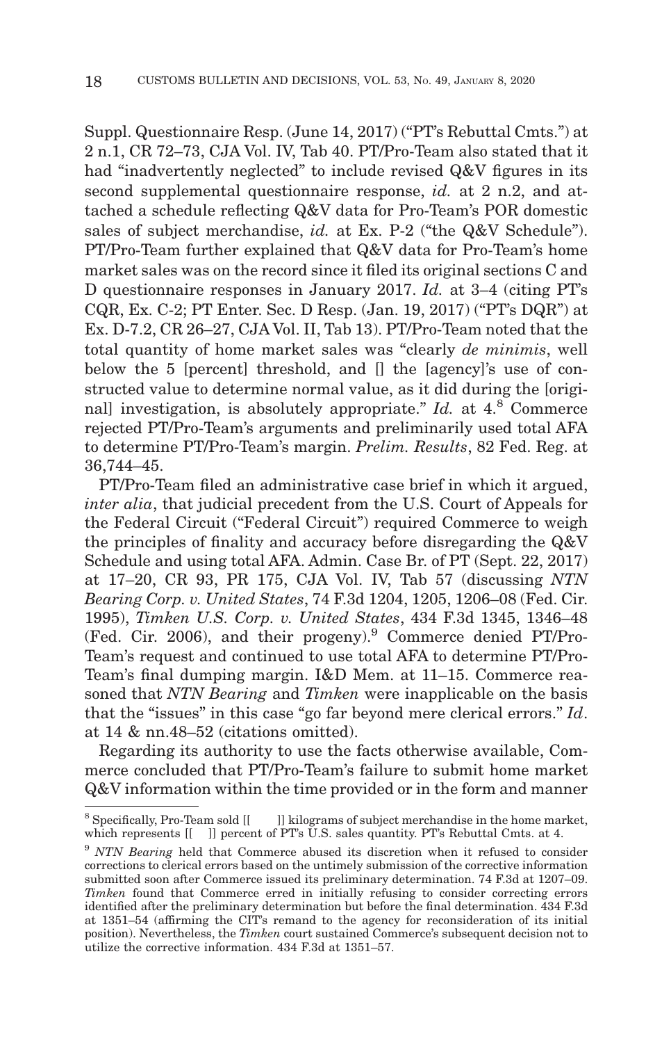Suppl. Questionnaire Resp. (June 14, 2017) ("PT's Rebuttal Cmts.") at 2 n.1, CR 72–73, CJA Vol. IV, Tab 40. PT/Pro-Team also stated that it had "inadvertently neglected" to include revised Q&V figures in its second supplemental questionnaire response, *id.* at 2 n.2, and attached a schedule reflecting Q&V data for Pro-Team's POR domestic sales of subject merchandise, *id.* at Ex. P-2 ("the Q&V Schedule"). PT/Pro-Team further explained that Q&V data for Pro-Team's home market sales was on the record since it filed its original sections C and D questionnaire responses in January 2017. *Id.* at 3–4 (citing PT's CQR, Ex. C-2; PT Enter. Sec. D Resp. (Jan. 19, 2017) ("PT's DQR") at Ex. D-7.2, CR 26–27, CJA Vol. II, Tab 13). PT/Pro-Team noted that the total quantity of home market sales was "clearly *de minimis*, well below the 5 [percent] threshold, and [] the [agency]'s use of constructed value to determine normal value, as it did during the [original] investigation, is absolutely appropriate." *Id.* at 4.[8] Commerce rejected PT/Pro-Team's arguments and preliminarily used total AFA to determine PT/Pro-Team's margin. *Prelim. Results*, 82 Fed. Reg. at 36,744–45.

PT/Pro-Team filed an administrative case brief in which it argued, *inter alia*, that judicial precedent from the U.S. Court of Appeals for the Federal Circuit ("Federal Circuit") required Commerce to weigh the principles of finality and accuracy before disregarding the Q&V Schedule and using total AFA. Admin. Case Br. of PT (Sept. 22, 2017) at 17–20, CR 93, PR 175, CJA Vol. IV, Tab 57 (discussing *NTN Bearing Corp. v. United States*, 74 F.3d 1204, 1205, 1206–08 (Fed. Cir. 1995), *Timken U.S. Corp. v. United States*, 434 F.3d 1345, 1346–48 (Fed. Cir. 2006), and their progeny).[9] Commerce denied PT/Pro-Team's request and continued to use total AFA to determine PT/Pro-Team's final dumping margin. I&D Mem. at 11–15. Commerce reasoned that *NTN Bearing* and *Timken* were inapplicable on the basis that the "issues" in this case "go far beyond mere clerical errors." *Id*. at 14 & nn.48–52 (citations omitted).

Regarding its authority to use the facts otherwise available, Commerce concluded that PT/Pro-Team's failure to submit home market Q&V information within the time provided or in the form and manner

---

[8] Specifically, Pro-Team sold [[ ]] kilograms of subject merchandise in the home market, which represents [[ ]] percent of PT's U.S. sales quantity. PT's Rebuttal Cmts. at 4.

[9] *NTN Bearing* held that Commerce abused its discretion when it refused to consider corrections to clerical errors based on the untimely submission of the corrective information submitted soon after Commerce issued its preliminary determination. 74 F.3d at 1207–09. *Timken* found that Commerce erred in initially refusing to consider correcting errors identified after the preliminary determination but before the final determination. 434 F.3d at 1351–54 (affirming the CIT's remand to the agency for reconsideration of its initial position). Nevertheless, the *Timken* court sustained Commerce's subsequent decision not to utilize the corrective information. 434 F.3d at 1351–57.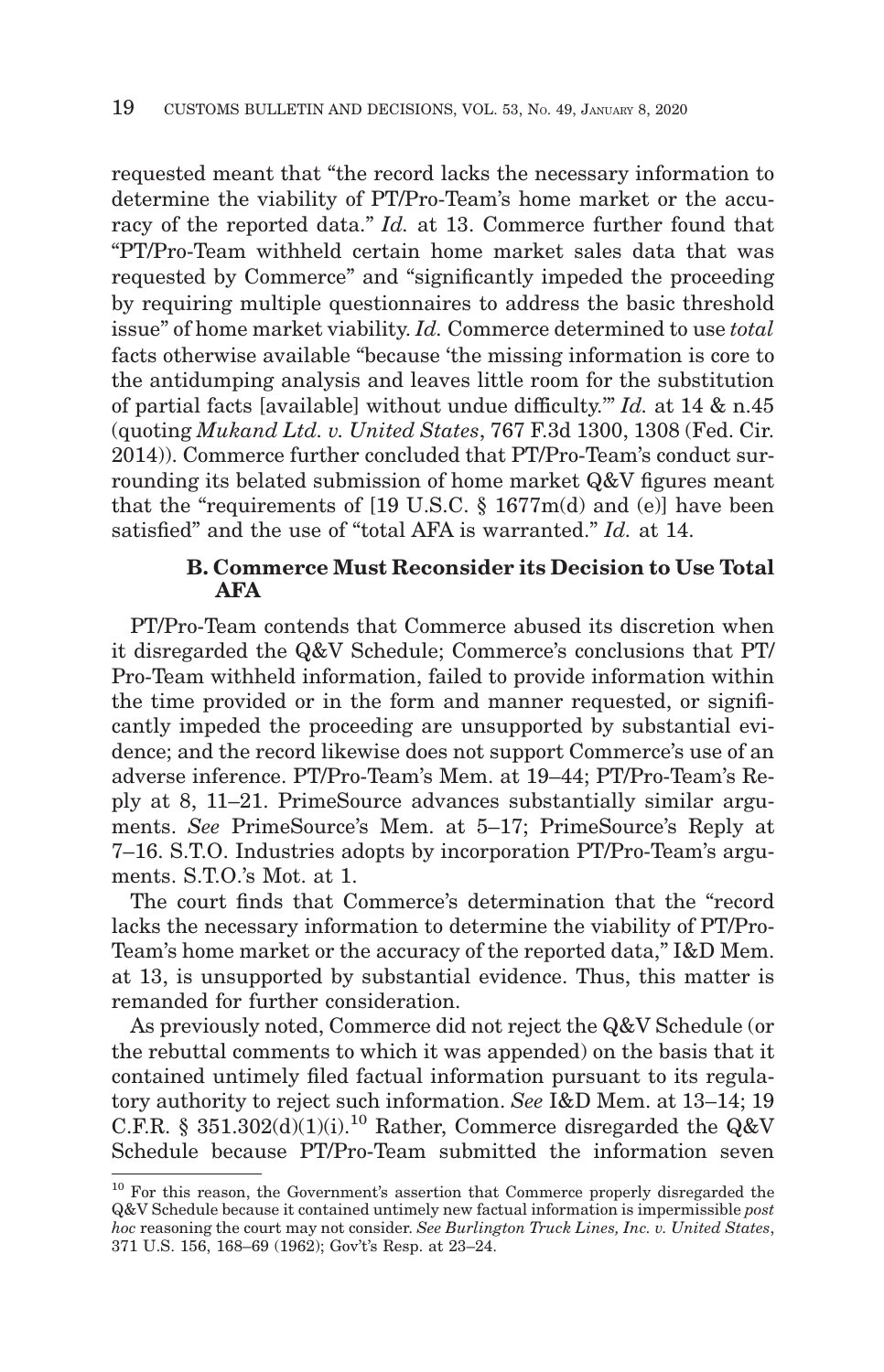requested meant that "the record lacks the necessary information to determine the viability of PT/Pro-Team's home market or the accuracy of the reported data." *Id.* at 13. Commerce further found that "PT/Pro-Team withheld certain home market sales data that was requested by Commerce" and "significantly impeded the proceeding by requiring multiple questionnaires to address the basic threshold issue" of home market viability. *Id.* Commerce determined to use *total* facts otherwise available "because 'the missing information is core to the antidumping analysis and leaves little room for the substitution of partial facts [available] without undue difficulty.'" *Id.* at 14 & n.45 (quoting *Mukand Ltd. v. United States*, 767 F.3d 1300, 1308 (Fed. Cir. 2014)). Commerce further concluded that PT/Pro-Team's conduct surrounding its belated submission of home market Q&V figures meant that the "requirements of [19 U.S.C. § 1677m(d) and (e)] have been satisfied" and the use of "total AFA is warranted." *Id.* at 14.

### B. Commerce Must Reconsider its Decision to Use Total AFA

PT/Pro-Team contends that Commerce abused its discretion when it disregarded the Q&V Schedule; Commerce's conclusions that PT/Pro-Team withheld information, failed to provide information within the time provided or in the form and manner requested, or significantly impeded the proceeding are unsupported by substantial evidence; and the record likewise does not support Commerce's use of an adverse inference. PT/Pro-Team's Mem. at 19–44; PT/Pro-Team's Reply at 8, 11–21. PrimeSource advances substantially similar arguments. *See* PrimeSource's Mem. at 5–17; PrimeSource's Reply at 7–16. S.T.O. Industries adopts by incorporation PT/Pro-Team's arguments. S.T.O.'s Mot. at 1.

The court finds that Commerce's determination that the "record lacks the necessary information to determine the viability of PT/Pro-Team's home market or the accuracy of the reported data," I&D Mem. at 13, is unsupported by substantial evidence. Thus, this matter is remanded for further consideration.

As previously noted, Commerce did not reject the Q&V Schedule (or the rebuttal comments to which it was appended) on the basis that it contained untimely filed factual information pursuant to its regulatory authority to reject such information. *See* I&D Mem. at 13–14; 19 C.F.R. § 351.302(d)(1)(i).[10] Rather, Commerce disregarded the Q&V Schedule because PT/Pro-Team submitted the information seven

[10] For this reason, the Government's assertion that Commerce properly disregarded the Q&V Schedule because it contained untimely new factual information is impermissible *post hoc* reasoning the court may not consider. *See Burlington Truck Lines, Inc. v. United States*, 371 U.S. 156, 168–69 (1962); Gov't's Resp. at 23–24.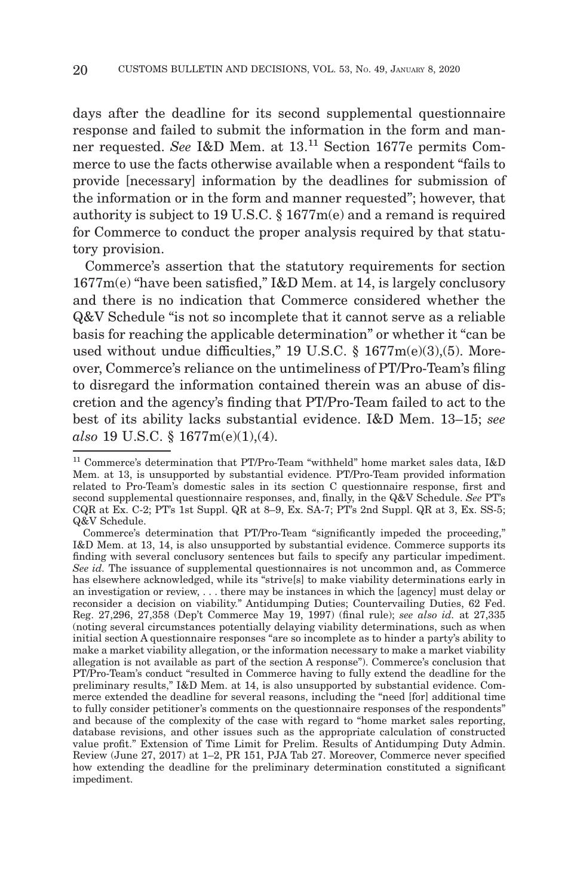days after the deadline for its second supplemental questionnaire response and failed to submit the information in the form and manner requested. *See* I&D Mem. at 13.[11] Section 1677e permits Commerce to use the facts otherwise available when a respondent "fails to provide [necessary] information by the deadlines for submission of the information or in the form and manner requested"; however, that authority is subject to 19 U.S.C. § 1677m(e) and a remand is required for Commerce to conduct the proper analysis required by that statutory provision.

Commerce's assertion that the statutory requirements for section 1677m(e) "have been satisfied," I&D Mem. at 14, is largely conclusory and there is no indication that Commerce considered whether the Q&V Schedule "is not so incomplete that it cannot serve as a reliable basis for reaching the applicable determination" or whether it "can be used without undue difficulties," 19 U.S.C. § 1677m(e)(3),(5). Moreover, Commerce's reliance on the untimeliness of PT/Pro-Team's filing to disregard the information contained therein was an abuse of discretion and the agency's finding that PT/Pro-Team failed to act to the best of its ability lacks substantial evidence. I&D Mem. 13–15; *see also* 19 U.S.C. § 1677m(e)(1),(4).

---

[11] Commerce's determination that PT/Pro-Team "withheld" home market sales data, I&D Mem. at 13, is unsupported by substantial evidence. PT/Pro-Team provided information related to Pro-Team's domestic sales in its section C questionnaire response, first and second supplemental questionnaire responses, and, finally, in the Q&V Schedule. *See* PT's CQR at Ex. C-2; PT's 1st Suppl. QR at 8–9, Ex. SA-7; PT's 2nd Suppl. QR at 3, Ex. SS-5; Q&V Schedule.

Commerce's determination that PT/Pro-Team "significantly impeded the proceeding," I&D Mem. at 13, 14, is also unsupported by substantial evidence. Commerce supports its finding with several conclusory sentences but fails to specify any particular impediment. *See id.* The issuance of supplemental questionnaires is not uncommon and, as Commerce has elsewhere acknowledged, while its "strive[s] to make viability determinations early in an investigation or review, . . . there may be instances in which the [agency] must delay or reconsider a decision on viability." Antidumping Duties; Countervailing Duties, 62 Fed. Reg. 27,296, 27,358 (Dep't Commerce May 19, 1997) (final rule); *see also id.* at 27,335 (noting several circumstances potentially delaying viability determinations, such as when initial section A questionnaire responses "are so incomplete as to hinder a party's ability to make a market viability allegation, or the information necessary to make a market viability allegation is not available as part of the section A response"). Commerce's conclusion that PT/Pro-Team's conduct "resulted in Commerce having to fully extend the deadline for the preliminary results," I&D Mem. at 14, is also unsupported by substantial evidence. Commerce extended the deadline for several reasons, including the "need [for] additional time to fully consider petitioner's comments on the questionnaire responses of the respondents" and because of the complexity of the case with regard to "home market sales reporting, database revisions, and other issues such as the appropriate calculation of constructed value profit." Extension of Time Limit for Prelim. Results of Antidumping Duty Admin. Review (June 27, 2017) at 1–2, PR 151, PJA Tab 27. Moreover, Commerce never specified how extending the deadline for the preliminary determination constituted a significant impediment.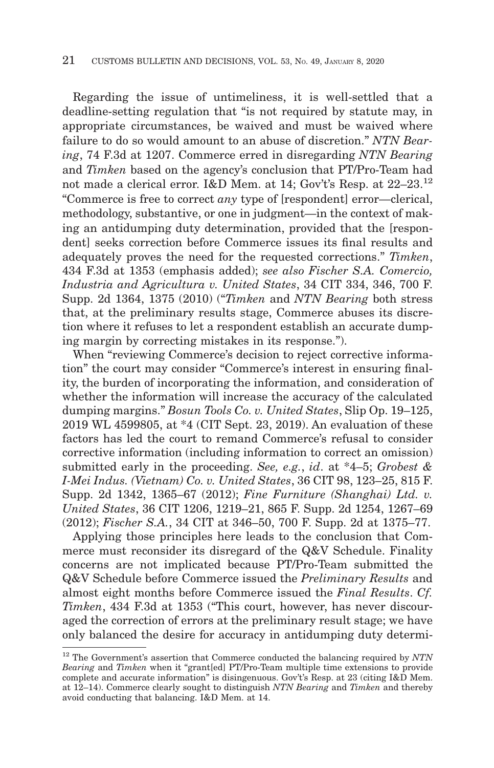Regarding the issue of untimeliness, it is well-settled that a deadline-setting regulation that "is not required by statute may, in appropriate circumstances, be waived and must be waived where failure to do so would amount to an abuse of discretion." *NTN Bearing*, 74 F.3d at 1207. Commerce erred in disregarding *NTN Bearing* and *Timken* based on the agency's conclusion that PT/Pro-Team had not made a clerical error. I&D Mem. at 14; Gov't's Resp. at 22–23.[12] "Commerce is free to correct *any* type of [respondent] error—clerical, methodology, substantive, or one in judgment—in the context of making an antidumping duty determination, provided that the [respondent] seeks correction before Commerce issues its final results and adequately proves the need for the requested corrections." *Timken*, 434 F.3d at 1353 (emphasis added); *see also Fischer S.A. Comercio, Industria and Agricultura v. United States*, 34 CIT 334, 346, 700 F. Supp. 2d 1364, 1375 (2010) ("*Timken* and *NTN Bearing* both stress that, at the preliminary results stage, Commerce abuses its discretion where it refuses to let a respondent establish an accurate dumping margin by correcting mistakes in its response.").

When "reviewing Commerce's decision to reject corrective information" the court may consider "Commerce's interest in ensuring finality, the burden of incorporating the information, and consideration of whether the information will increase the accuracy of the calculated dumping margins." *Bosun Tools Co. v. United States*, Slip Op. 19–125, 2019 WL 4599805, at *4 (CIT Sept. 23, 2019). An evaluation of these factors has led the court to remand Commerce's refusal to consider corrective information (including information to correct an omission) submitted early in the proceeding. *See, e.g.*, *id*. at *4–5; *Grobest & I-Mei Indus. (Vietnam) Co. v. United States*, 36 CIT 98, 123–25, 815 F. Supp. 2d 1342, 1365–67 (2012); *Fine Furniture (Shanghai) Ltd. v. United States*, 36 CIT 1206, 1219–21, 865 F. Supp. 2d 1254, 1267–69 (2012); *Fischer S.A.*, 34 CIT at 346–50, 700 F. Supp. 2d at 1375–77.

Applying those principles here leads to the conclusion that Commerce must reconsider its disregard of the Q&V Schedule. Finality concerns are not implicated because PT/Pro-Team submitted the Q&V Schedule before Commerce issued the *Preliminary Results* and almost eight months before Commerce issued the *Final Results*. *Cf. Timken*, 434 F.3d at 1353 ("This court, however, has never discouraged the correction of errors at the preliminary result stage; we have only balanced the desire for accuracy in antidumping duty determi-

[12] The Government's assertion that Commerce conducted the balancing required by *NTN Bearing* and *Timken* when it "grant[ed] PT/Pro-Team multiple time extensions to provide complete and accurate information" is disingenuous. Gov't's Resp. at 23 (citing I&D Mem. at 12–14). Commerce clearly sought to distinguish *NTN Bearing* and *Timken* and thereby avoid conducting that balancing. I&D Mem. at 14.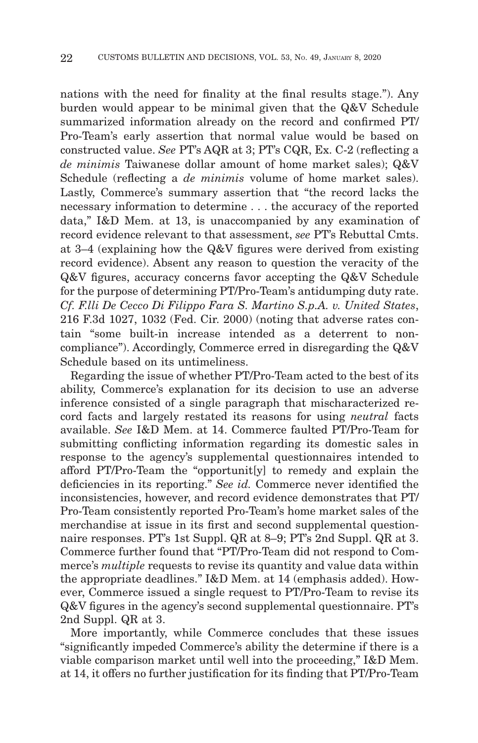nations with the need for finality at the final results stage."). Any burden would appear to be minimal given that the Q&V Schedule summarized information already on the record and confirmed PT/Pro-Team's early assertion that normal value would be based on constructed value. *See* PT's AQR at 3; PT's CQR, Ex. C-2 (reflecting a *de minimis* Taiwanese dollar amount of home market sales); Q&V Schedule (reflecting a *de minimis* volume of home market sales). Lastly, Commerce's summary assertion that "the record lacks the necessary information to determine . . . the accuracy of the reported data," I&D Mem. at 13, is unaccompanied by any examination of record evidence relevant to that assessment, *see* PT's Rebuttal Cmts. at 3–4 (explaining how the Q&V figures were derived from existing record evidence). Absent any reason to question the veracity of the Q&V figures, accuracy concerns favor accepting the Q&V Schedule for the purpose of determining PT/Pro-Team's antidumping duty rate. *Cf. F.lli De Cecco Di Filippo Fara S. Martino S.p.A. v. United States*, 216 F.3d 1027, 1032 (Fed. Cir. 2000) (noting that adverse rates contain "some built-in increase intended as a deterrent to non-compliance"). Accordingly, Commerce erred in disregarding the Q&V Schedule based on its untimeliness.

Regarding the issue of whether PT/Pro-Team acted to the best of its ability, Commerce's explanation for its decision to use an adverse inference consisted of a single paragraph that mischaracterized record facts and largely restated its reasons for using *neutral* facts available. *See* I&D Mem. at 14. Commerce faulted PT/Pro-Team for submitting conflicting information regarding its domestic sales in response to the agency's supplemental questionnaires intended to afford PT/Pro-Team the "opportunit[y] to remedy and explain the deficiencies in its reporting." *See id.* Commerce never identified the inconsistencies, however, and record evidence demonstrates that PT/Pro-Team consistently reported Pro-Team's home market sales of the merchandise at issue in its first and second supplemental questionnaire responses. PT's 1st Suppl. QR at 8–9; PT's 2nd Suppl. QR at 3. Commerce further found that "PT/Pro-Team did not respond to Commerce's *multiple* requests to revise its quantity and value data within the appropriate deadlines." I&D Mem. at 14 (emphasis added). However, Commerce issued a single request to PT/Pro-Team to revise its Q&V figures in the agency's second supplemental questionnaire. PT's 2nd Suppl. QR at 3.

More importantly, while Commerce concludes that these issues "significantly impeded Commerce's ability the determine if there is a viable comparison market until well into the proceeding," I&D Mem. at 14, it offers no further justification for its finding that PT/Pro-Team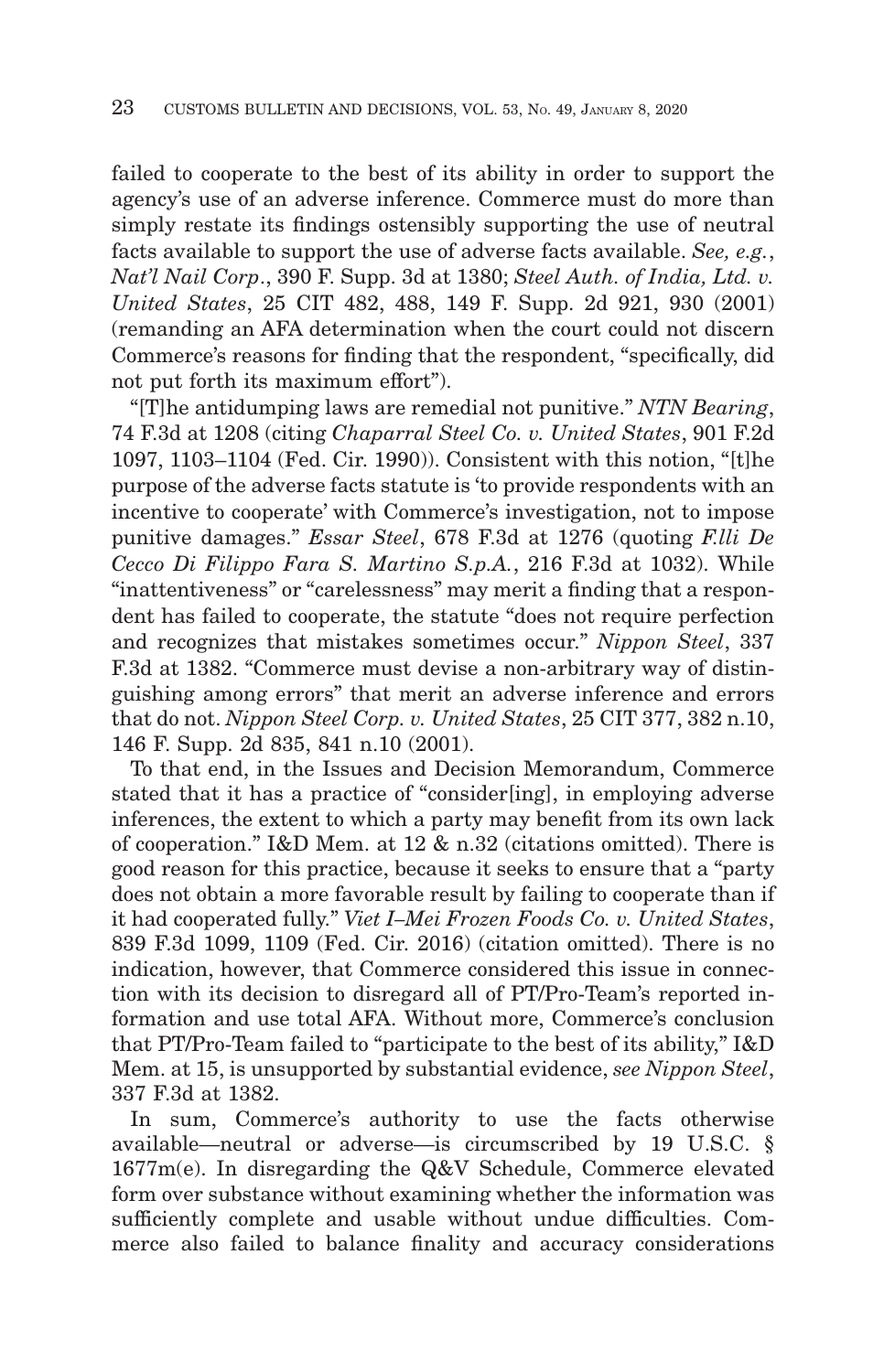failed to cooperate to the best of its ability in order to support the agency's use of an adverse inference. Commerce must do more than simply restate its findings ostensibly supporting the use of neutral facts available to support the use of adverse facts available. *See, e.g.*, *Nat'l Nail Corp*., 390 F. Supp. 3d at 1380; *Steel Auth. of India, Ltd. v. United States*, 25 CIT 482, 488, 149 F. Supp. 2d 921, 930 (2001) (remanding an AFA determination when the court could not discern Commerce's reasons for finding that the respondent, "specifically, did not put forth its maximum effort").

"[T]he antidumping laws are remedial not punitive." *NTN Bearing*, 74 F.3d at 1208 (citing *Chaparral Steel Co. v. United States*, 901 F.2d 1097, 1103–1104 (Fed. Cir. 1990)). Consistent with this notion, "[t]he purpose of the adverse facts statute is 'to provide respondents with an incentive to cooperate' with Commerce's investigation, not to impose punitive damages." *Essar Steel*, 678 F.3d at 1276 (quoting *F.lli De Cecco Di Filippo Fara S. Martino S.p.A.*, 216 F.3d at 1032). While "inattentiveness" or "carelessness" may merit a finding that a respondent has failed to cooperate, the statute "does not require perfection and recognizes that mistakes sometimes occur." *Nippon Steel*, 337 F.3d at 1382. "Commerce must devise a non-arbitrary way of distinguishing among errors" that merit an adverse inference and errors that do not. *Nippon Steel Corp. v. United States*, 25 CIT 377, 382 n.10, 146 F. Supp. 2d 835, 841 n.10 (2001).

To that end, in the Issues and Decision Memorandum, Commerce stated that it has a practice of "consider[ing], in employing adverse inferences, the extent to which a party may benefit from its own lack of cooperation." I&D Mem. at 12 & n.32 (citations omitted). There is good reason for this practice, because it seeks to ensure that a "party does not obtain a more favorable result by failing to cooperate than if it had cooperated fully." *Viet I–Mei Frozen Foods Co. v. United States*, 839 F.3d 1099, 1109 (Fed. Cir. 2016) (citation omitted). There is no indication, however, that Commerce considered this issue in connection with its decision to disregard all of PT/Pro-Team's reported information and use total AFA. Without more, Commerce's conclusion that PT/Pro-Team failed to "participate to the best of its ability," I&D Mem. at 15, is unsupported by substantial evidence, *see Nippon Steel*, 337 F.3d at 1382.

In sum, Commerce's authority to use the facts otherwise available—neutral or adverse—is circumscribed by 19 U.S.C. § 1677m(e). In disregarding the Q&V Schedule, Commerce elevated form over substance without examining whether the information was sufficiently complete and usable without undue difficulties. Commerce also failed to balance finality and accuracy considerations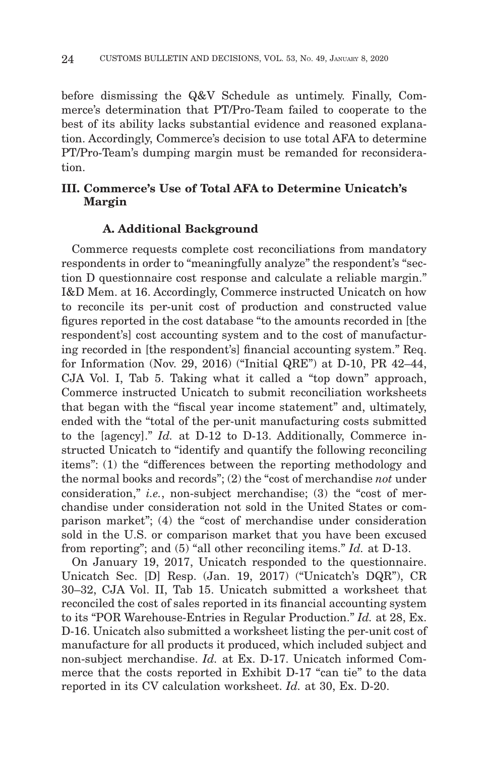before dismissing the Q&V Schedule as untimely. Finally, Commerce's determination that PT/Pro-Team failed to cooperate to the best of its ability lacks substantial evidence and reasoned explanation. Accordingly, Commerce's decision to use total AFA to determine PT/Pro-Team's dumping margin must be remanded for reconsideration.

## III. Commerce's Use of Total AFA to Determine Unicatch's Margin

### A. Additional Background

Commerce requests complete cost reconciliations from mandatory respondents in order to "meaningfully analyze" the respondent's "section D questionnaire cost response and calculate a reliable margin." I&D Mem. at 16. Accordingly, Commerce instructed Unicatch on how to reconcile its per-unit cost of production and constructed value figures reported in the cost database "to the amounts recorded in [the respondent's] cost accounting system and to the cost of manufacturing recorded in [the respondent's] financial accounting system." Req. for Information (Nov. 29, 2016) ("Initial QRE") at D-10, PR 42–44, CJA Vol. I, Tab 5. Taking what it called a "top down" approach, Commerce instructed Unicatch to submit reconciliation worksheets that began with the "fiscal year income statement" and, ultimately, ended with the "total of the per-unit manufacturing costs submitted to the [agency]." *Id.* at D-12 to D-13. Additionally, Commerce instructed Unicatch to "identify and quantify the following reconciling items": (1) the "differences between the reporting methodology and the normal books and records"; (2) the "cost of merchandise *not* under consideration," *i.e.*, non-subject merchandise; (3) the "cost of merchandise under consideration not sold in the United States or comparison market"; (4) the "cost of merchandise under consideration sold in the U.S. or comparison market that you have been excused from reporting"; and (5) "all other reconciling items." *Id.* at D-13.

On January 19, 2017, Unicatch responded to the questionnaire. Unicatch Sec. [D] Resp. (Jan. 19, 2017) ("Unicatch's DQR"), CR 30–32, CJA Vol. II, Tab 15. Unicatch submitted a worksheet that reconciled the cost of sales reported in its financial accounting system to its "POR Warehouse-Entries in Regular Production." *Id.* at 28, Ex. D-16. Unicatch also submitted a worksheet listing the per-unit cost of manufacture for all products it produced, which included subject and non-subject merchandise. *Id.* at Ex. D-17. Unicatch informed Commerce that the costs reported in Exhibit D-17 "can tie" to the data reported in its CV calculation worksheet. *Id.* at 30, Ex. D-20.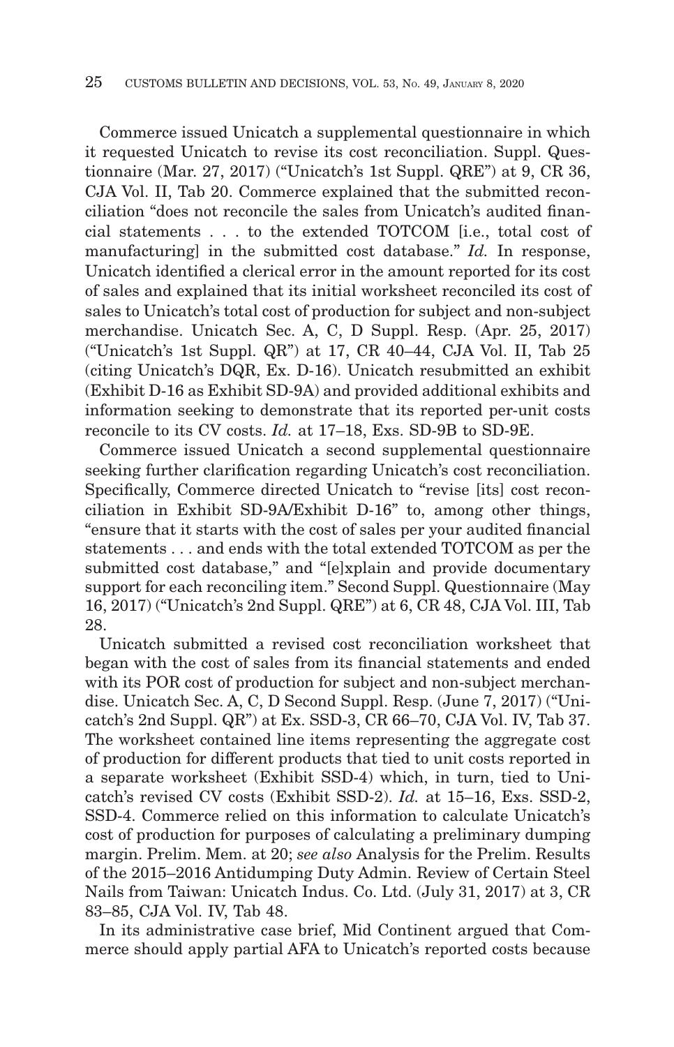Commerce issued Unicatch a supplemental questionnaire in which it requested Unicatch to revise its cost reconciliation. Suppl. Questionnaire (Mar. 27, 2017) ("Unicatch's 1st Suppl. QRE") at 9, CR 36, CJA Vol. II, Tab 20. Commerce explained that the submitted reconciliation "does not reconcile the sales from Unicatch's audited financial statements . . . to the extended TOTCOM [i.e., total cost of manufacturing] in the submitted cost database." *Id.* In response, Unicatch identified a clerical error in the amount reported for its cost of sales and explained that its initial worksheet reconciled its cost of sales to Unicatch's total cost of production for subject and non-subject merchandise. Unicatch Sec. A, C, D Suppl. Resp. (Apr. 25, 2017) ("Unicatch's 1st Suppl. QR") at 17, CR 40–44, CJA Vol. II, Tab 25 (citing Unicatch's DQR, Ex. D-16). Unicatch resubmitted an exhibit (Exhibit D-16 as Exhibit SD-9A) and provided additional exhibits and information seeking to demonstrate that its reported per-unit costs reconcile to its CV costs. *Id.* at 17–18, Exs. SD-9B to SD-9E.

Commerce issued Unicatch a second supplemental questionnaire seeking further clarification regarding Unicatch's cost reconciliation. Specifically, Commerce directed Unicatch to "revise [its] cost reconciliation in Exhibit SD-9A/Exhibit D-16" to, among other things, "ensure that it starts with the cost of sales per your audited financial statements . . . and ends with the total extended TOTCOM as per the submitted cost database," and "[e]xplain and provide documentary support for each reconciling item." Second Suppl. Questionnaire (May 16, 2017) ("Unicatch's 2nd Suppl. QRE") at 6, CR 48, CJA Vol. III, Tab 28.

Unicatch submitted a revised cost reconciliation worksheet that began with the cost of sales from its financial statements and ended with its POR cost of production for subject and non-subject merchandise. Unicatch Sec. A, C, D Second Suppl. Resp. (June 7, 2017) ("Unicatch's 2nd Suppl. QR") at Ex. SSD-3, CR 66–70, CJA Vol. IV, Tab 37. The worksheet contained line items representing the aggregate cost of production for different products that tied to unit costs reported in a separate worksheet (Exhibit SSD-4) which, in turn, tied to Unicatch's revised CV costs (Exhibit SSD-2). *Id.* at 15–16, Exs. SSD-2, SSD-4. Commerce relied on this information to calculate Unicatch's cost of production for purposes of calculating a preliminary dumping margin. Prelim. Mem. at 20; *see also* Analysis for the Prelim. Results of the 2015–2016 Antidumping Duty Admin. Review of Certain Steel Nails from Taiwan: Unicatch Indus. Co. Ltd. (July 31, 2017) at 3, CR 83–85, CJA Vol. IV, Tab 48.

In its administrative case brief, Mid Continent argued that Commerce should apply partial AFA to Unicatch's reported costs because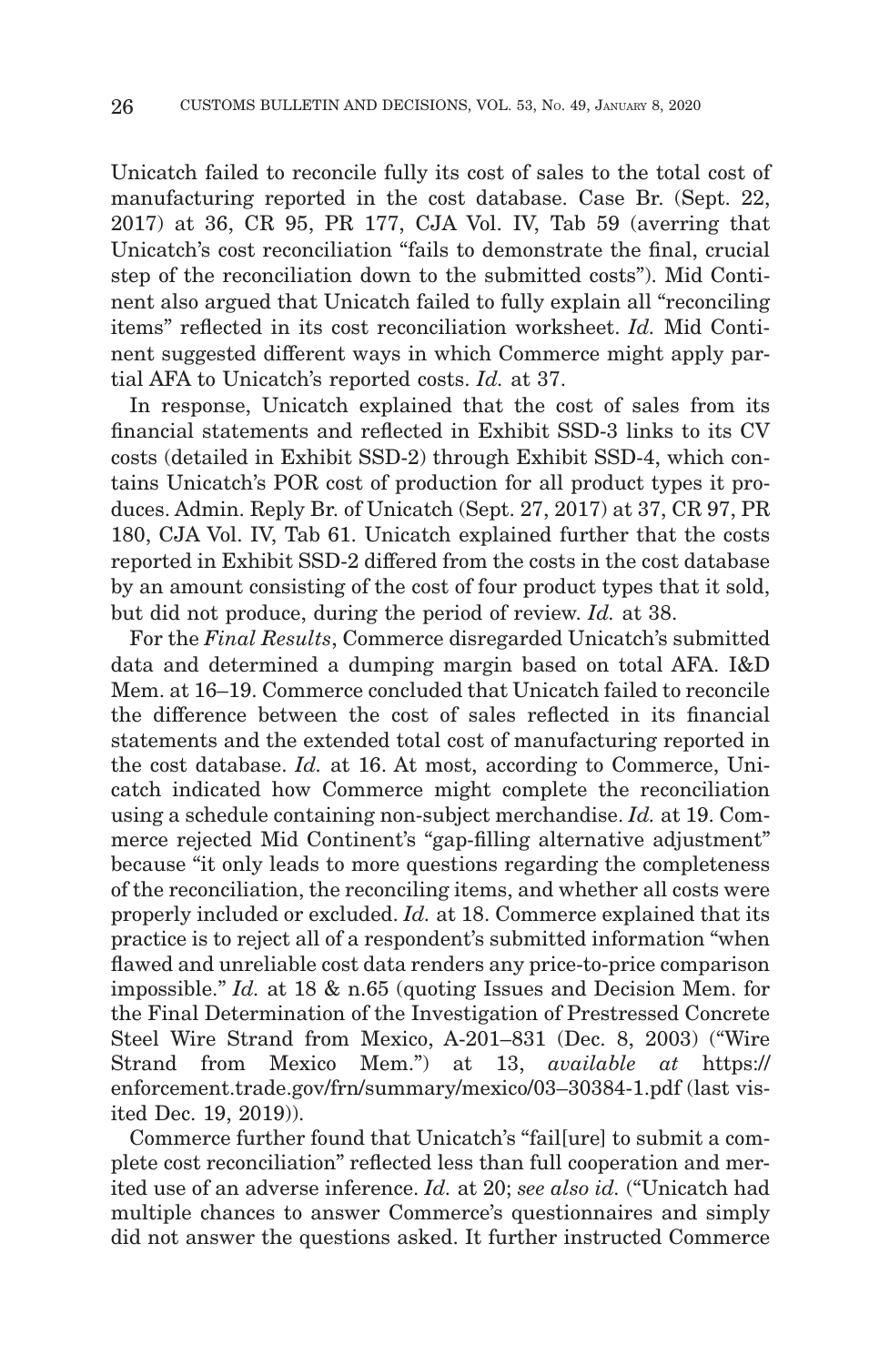Unicatch failed to reconcile fully its cost of sales to the total cost of manufacturing reported in the cost database. Case Br. (Sept. 22, 2017) at 36, CR 95, PR 177, CJA Vol. IV, Tab 59 (averring that Unicatch's cost reconciliation "fails to demonstrate the final, crucial step of the reconciliation down to the submitted costs"). Mid Continent also argued that Unicatch failed to fully explain all "reconciling items" reflected in its cost reconciliation worksheet. *Id.* Mid Continent suggested different ways in which Commerce might apply partial AFA to Unicatch's reported costs. *Id.* at 37.

In response, Unicatch explained that the cost of sales from its financial statements and reflected in Exhibit SSD-3 links to its CV costs (detailed in Exhibit SSD-2) through Exhibit SSD-4, which contains Unicatch's POR cost of production for all product types it produces. Admin. Reply Br. of Unicatch (Sept. 27, 2017) at 37, CR 97, PR 180, CJA Vol. IV, Tab 61. Unicatch explained further that the costs reported in Exhibit SSD-2 differed from the costs in the cost database by an amount consisting of the cost of four product types that it sold, but did not produce, during the period of review. *Id.* at 38.

For the *Final Results*, Commerce disregarded Unicatch's submitted data and determined a dumping margin based on total AFA. I&D Mem. at 16–19. Commerce concluded that Unicatch failed to reconcile the difference between the cost of sales reflected in its financial statements and the extended total cost of manufacturing reported in the cost database. *Id.* at 16. At most, according to Commerce, Unicatch indicated how Commerce might complete the reconciliation using a schedule containing non-subject merchandise. *Id.* at 19. Commerce rejected Mid Continent's "gap-filling alternative adjustment" because "it only leads to more questions regarding the completeness of the reconciliation, the reconciling items, and whether all costs were properly included or excluded. *Id.* at 18. Commerce explained that its practice is to reject all of a respondent's submitted information "when flawed and unreliable cost data renders any price-to-price comparison impossible." *Id.* at 18 & n.65 (quoting Issues and Decision Mem. for the Final Determination of the Investigation of Prestressed Concrete Steel Wire Strand from Mexico, A-201–831 (Dec. 8, 2003) ("Wire Strand from Mexico Mem.") at 13, *available at* https://enforcement.trade.gov/frn/summary/mexico/03–30384-1.pdf (last visited Dec. 19, 2019)).

Commerce further found that Unicatch's "fail[ure] to submit a complete cost reconciliation" reflected less than full cooperation and merited use of an adverse inference. *Id.* at 20; *see also id.* ("Unicatch had multiple chances to answer Commerce's questionnaires and simply did not answer the questions asked. It further instructed Commerce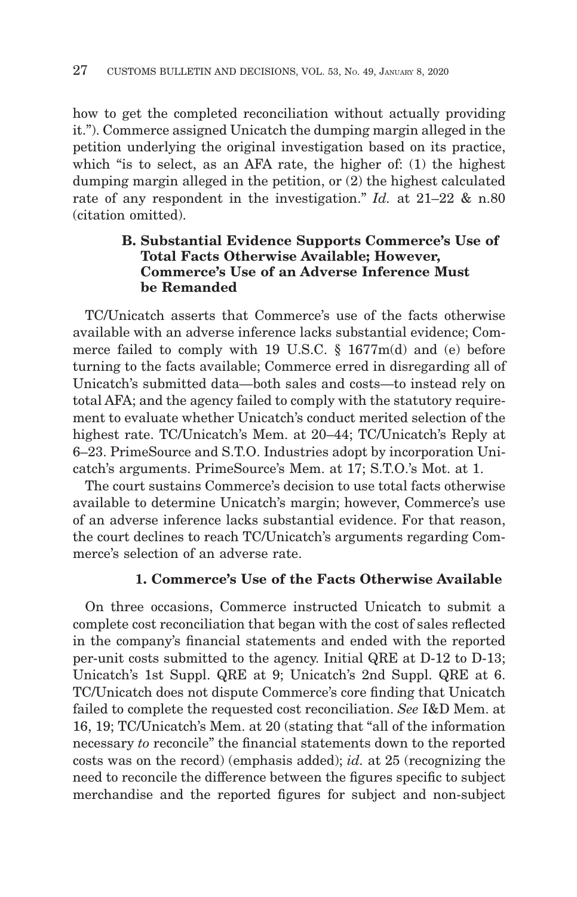how to get the completed reconciliation without actually providing it."). Commerce assigned Unicatch the dumping margin alleged in the petition underlying the original investigation based on its practice, which "is to select, as an AFA rate, the higher of: (1) the highest dumping margin alleged in the petition, or (2) the highest calculated rate of any respondent in the investigation." *Id.* at 21–22 & n.80 (citation omitted).

### B. Substantial Evidence Supports Commerce's Use of Total Facts Otherwise Available; However, Commerce's Use of an Adverse Inference Must be Remanded

TC/Unicatch asserts that Commerce's use of the facts otherwise available with an adverse inference lacks substantial evidence; Commerce failed to comply with 19 U.S.C. § 1677m(d) and (e) before turning to the facts available; Commerce erred in disregarding all of Unicatch's submitted data—both sales and costs—to instead rely on total AFA; and the agency failed to comply with the statutory requirement to evaluate whether Unicatch's conduct merited selection of the highest rate. TC/Unicatch's Mem. at 20–44; TC/Unicatch's Reply at 6–23. PrimeSource and S.T.O. Industries adopt by incorporation Unicatch's arguments. PrimeSource's Mem. at 17; S.T.O.'s Mot. at 1.

The court sustains Commerce's decision to use total facts otherwise available to determine Unicatch's margin; however, Commerce's use of an adverse inference lacks substantial evidence. For that reason, the court declines to reach TC/Unicatch's arguments regarding Commerce's selection of an adverse rate.

#### 1. Commerce's Use of the Facts Otherwise Available

On three occasions, Commerce instructed Unicatch to submit a complete cost reconciliation that began with the cost of sales reflected in the company's financial statements and ended with the reported per-unit costs submitted to the agency. Initial QRE at D-12 to D-13; Unicatch's 1st Suppl. QRE at 9; Unicatch's 2nd Suppl. QRE at 6. TC/Unicatch does not dispute Commerce's core finding that Unicatch failed to complete the requested cost reconciliation. *See* I&D Mem. at 16, 19; TC/Unicatch's Mem. at 20 (stating that "all of the information necessary *to* reconcile" the financial statements down to the reported costs was on the record) (emphasis added); *id.* at 25 (recognizing the need to reconcile the difference between the figures specific to subject merchandise and the reported figures for subject and non-subject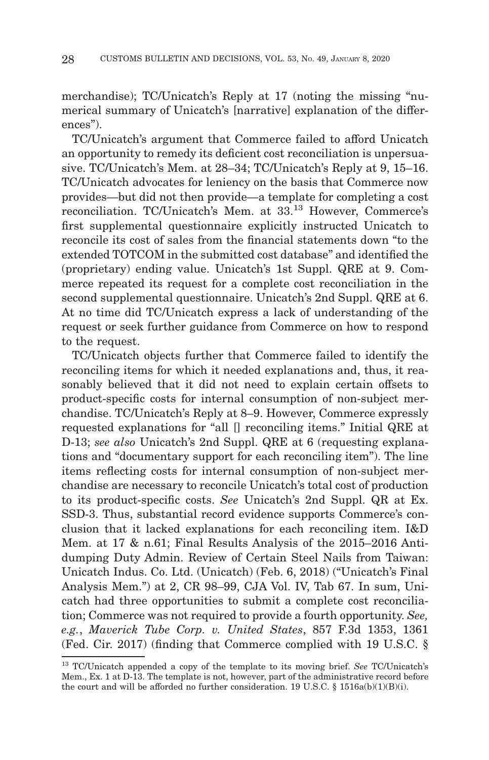merchandise); TC/Unicatch's Reply at 17 (noting the missing "numerical summary of Unicatch's [narrative] explanation of the differences").

TC/Unicatch's argument that Commerce failed to afford Unicatch an opportunity to remedy its deficient cost reconciliation is unpersuasive. TC/Unicatch's Mem. at 28–34; TC/Unicatch's Reply at 9, 15–16. TC/Unicatch advocates for leniency on the basis that Commerce now provides—but did not then provide—a template for completing a cost reconciliation. TC/Unicatch's Mem. at 33.[13] However, Commerce's first supplemental questionnaire explicitly instructed Unicatch to reconcile its cost of sales from the financial statements down "to the extended TOTCOM in the submitted cost database" and identified the (proprietary) ending value. Unicatch's 1st Suppl. QRE at 9. Commerce repeated its request for a complete cost reconciliation in the second supplemental questionnaire. Unicatch's 2nd Suppl. QRE at 6. At no time did TC/Unicatch express a lack of understanding of the request or seek further guidance from Commerce on how to respond to the request.

TC/Unicatch objects further that Commerce failed to identify the reconciling items for which it needed explanations and, thus, it reasonably believed that it did not need to explain certain offsets to product-specific costs for internal consumption of non-subject merchandise. TC/Unicatch's Reply at 8–9. However, Commerce expressly requested explanations for "all [] reconciling items." Initial QRE at D-13; *see also* Unicatch's 2nd Suppl. QRE at 6 (requesting explanations and "documentary support for each reconciling item"). The line items reflecting costs for internal consumption of non-subject merchandise are necessary to reconcile Unicatch's total cost of production to its product-specific costs. *See* Unicatch's 2nd Suppl. QR at Ex. SSD-3. Thus, substantial record evidence supports Commerce's conclusion that it lacked explanations for each reconciling item. I&D Mem. at 17 & n.61; Final Results Analysis of the 2015–2016 Antidumping Duty Admin. Review of Certain Steel Nails from Taiwan: Unicatch Indus. Co. Ltd. (Unicatch) (Feb. 6, 2018) ("Unicatch's Final Analysis Mem.") at 2, CR 98–99, CJA Vol. IV, Tab 67. In sum, Unicatch had three opportunities to submit a complete cost reconciliation; Commerce was not required to provide a fourth opportunity. *See, e.g.*, *Maverick Tube Corp. v. United States*, 857 F.3d 1353, 1361 (Fed. Cir. 2017) (finding that Commerce complied with 19 U.S.C. §

[13] TC/Unicatch appended a copy of the template to its moving brief. *See* TC/Unicatch's Mem., Ex. 1 at D-13. The template is not, however, part of the administrative record before the court and will be afforded no further consideration. 19 U.S.C. § 1516a(b)(1)(B)(i).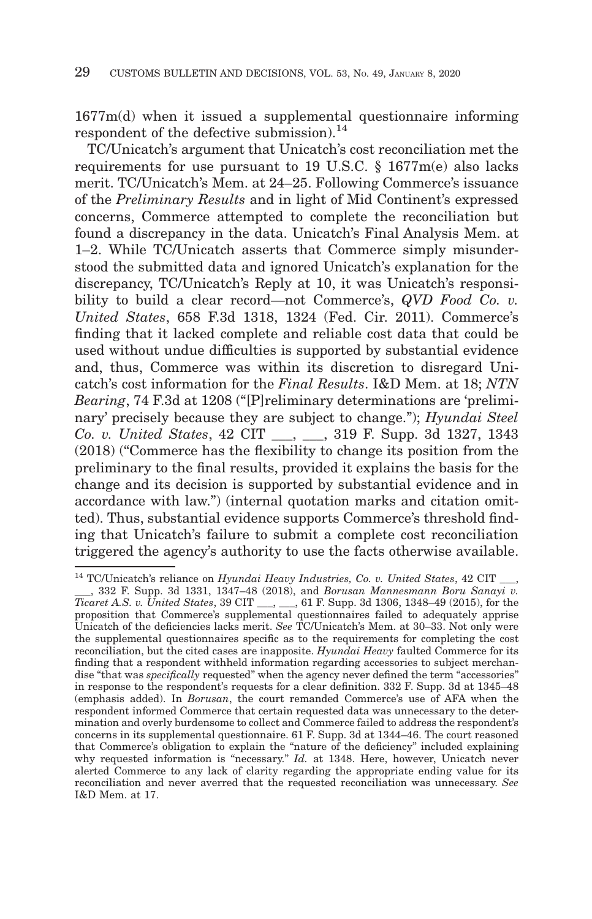1677m(d) when it issued a supplemental questionnaire informing respondent of the defective submission).[14]

TC/Unicatch's argument that Unicatch's cost reconciliation met the requirements for use pursuant to 19 U.S.C. § 1677m(e) also lacks merit. TC/Unicatch's Mem. at 24–25. Following Commerce's issuance of the *Preliminary Results* and in light of Mid Continent's expressed concerns, Commerce attempted to complete the reconciliation but found a discrepancy in the data. Unicatch's Final Analysis Mem. at 1–2. While TC/Unicatch asserts that Commerce simply misunderstood the submitted data and ignored Unicatch's explanation for the discrepancy, TC/Unicatch's Reply at 10, it was Unicatch's responsibility to build a clear record—not Commerce's, *QVD Food Co. v. United States*, 658 F.3d 1318, 1324 (Fed. Cir. 2011). Commerce's finding that it lacked complete and reliable cost data that could be used without undue difficulties is supported by substantial evidence and, thus, Commerce was within its discretion to disregard Unicatch's cost information for the *Final Results*. I&D Mem. at 18; *NTN Bearing*, 74 F.3d at 1208 ("[P]reliminary determinations are 'preliminary' precisely because they are subject to change."); *Hyundai Steel Co. v. United States*, 42 CIT ___, ___, 319 F. Supp. 3d 1327, 1343 (2018) ("Commerce has the flexibility to change its position from the preliminary to the final results, provided it explains the basis for the change and its decision is supported by substantial evidence and in accordance with law.") (internal quotation marks and citation omitted). Thus, substantial evidence supports Commerce's threshold finding that Unicatch's failure to submit a complete cost reconciliation triggered the agency's authority to use the facts otherwise available.

[14] TC/Unicatch's reliance on *Hyundai Heavy Industries, Co. v. United States*, 42 CIT ___, ___, 332 F. Supp. 3d 1331, 1347–48 (2018), and *Borusan Mannesmann Boru Sanayi v. Ticaret A.S. v. United States*, 39 CIT ___, ___, 61 F. Supp. 3d 1306, 1348–49 (2015), for the proposition that Commerce's supplemental questionnaires failed to adequately apprise Unicatch of the deficiencies lacks merit. *See* TC/Unicatch's Mem. at 30–33. Not only were the supplemental questionnaires specific as to the requirements for completing the cost reconciliation, but the cited cases are inapposite. *Hyundai Heavy* faulted Commerce for its finding that a respondent withheld information regarding accessories to subject merchandise "that was *specifically* requested" when the agency never defined the term "accessories" in response to the respondent's requests for a clear definition. 332 F. Supp. 3d at 1345–48 (emphasis added). In *Borusan*, the court remanded Commerce's use of AFA when the respondent informed Commerce that certain requested data was unnecessary to the determination and overly burdensome to collect and Commerce failed to address the respondent's concerns in its supplemental questionnaire. 61 F. Supp. 3d at 1344–46. The court reasoned that Commerce's obligation to explain the "nature of the deficiency" included explaining why requested information is "necessary." *Id.* at 1348. Here, however, Unicatch never alerted Commerce to any lack of clarity regarding the appropriate ending value for its reconciliation and never averred that the requested reconciliation was unnecessary. *See* I&D Mem. at 17.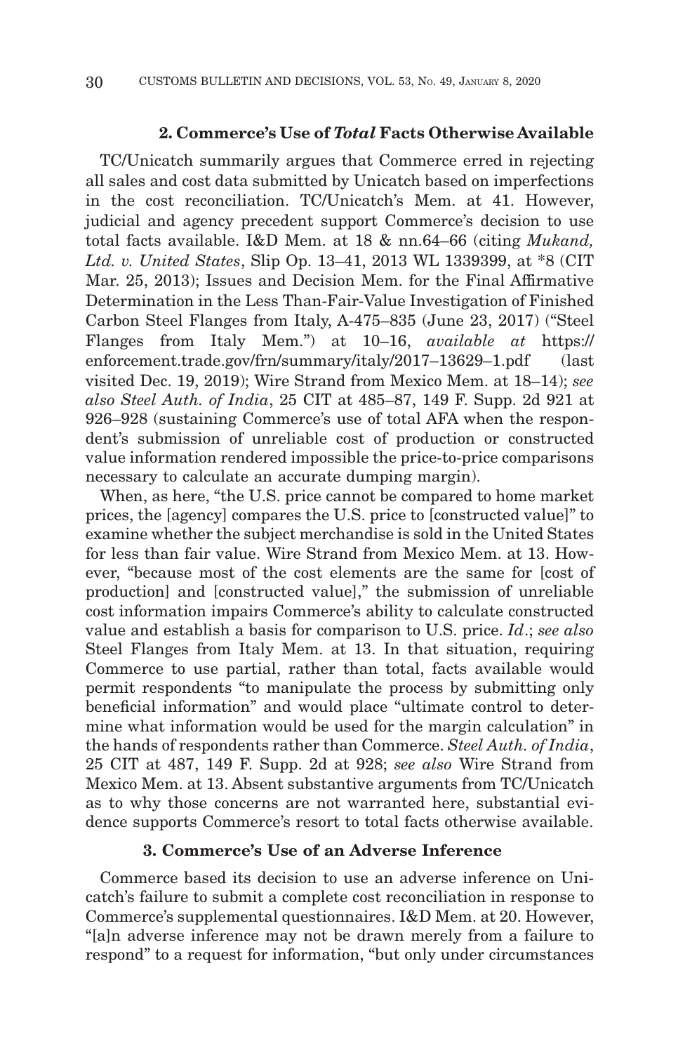### 2. Commerce's Use of *Total* Facts Otherwise Available

TC/Unicatch summarily argues that Commerce erred in rejecting all sales and cost data submitted by Unicatch based on imperfections in the cost reconciliation. TC/Unicatch's Mem. at 41. However, judicial and agency precedent support Commerce's decision to use total facts available. I&D Mem. at 18 & nn.64–66 (citing *Mukand, Ltd. v. United States*, Slip Op. 13–41, 2013 WL 1339399, at *8 (CIT Mar. 25, 2013); Issues and Decision Mem. for the Final Affirmative Determination in the Less Than-Fair-Value Investigation of Finished Carbon Steel Flanges from Italy, A-475–835 (June 23, 2017) ("Steel Flanges from Italy Mem.") at 10–16, *available at* https://enforcement.trade.gov/frn/summary/italy/2017–13629–1.pdf (last visited Dec. 19, 2019); Wire Strand from Mexico Mem. at 18–14); *see also Steel Auth. of India*, 25 CIT at 485–87, 149 F. Supp. 2d 921 at 926–928 (sustaining Commerce's use of total AFA when the respondent's submission of unreliable cost of production or constructed value information rendered impossible the price-to-price comparisons necessary to calculate an accurate dumping margin).

When, as here, "the U.S. price cannot be compared to home market prices, the [agency] compares the U.S. price to [constructed value]" to examine whether the subject merchandise is sold in the United States for less than fair value. Wire Strand from Mexico Mem. at 13. However, "because most of the cost elements are the same for [cost of production] and [constructed value]," the submission of unreliable cost information impairs Commerce's ability to calculate constructed value and establish a basis for comparison to U.S. price. *Id*.; *see also* Steel Flanges from Italy Mem. at 13. In that situation, requiring Commerce to use partial, rather than total, facts available would permit respondents "to manipulate the process by submitting only beneficial information" and would place "ultimate control to determine what information would be used for the margin calculation" in the hands of respondents rather than Commerce. *Steel Auth. of India*, 25 CIT at 487, 149 F. Supp. 2d at 928; *see also* Wire Strand from Mexico Mem. at 13. Absent substantive arguments from TC/Unicatch as to why those concerns are not warranted here, substantial evidence supports Commerce's resort to total facts otherwise available.

### 3. Commerce's Use of an Adverse Inference

Commerce based its decision to use an adverse inference on Unicatch's failure to submit a complete cost reconciliation in response to Commerce's supplemental questionnaires. I&D Mem. at 20. However, "[a]n adverse inference may not be drawn merely from a failure to respond" to a request for information, "but only under circumstances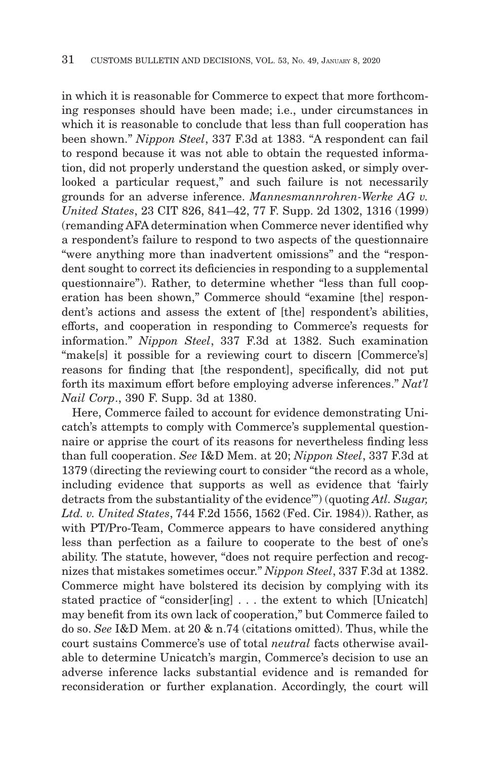in which it is reasonable for Commerce to expect that more forthcoming responses should have been made; i.e., under circumstances in which it is reasonable to conclude that less than full cooperation has been shown." *Nippon Steel*, 337 F.3d at 1383. "A respondent can fail to respond because it was not able to obtain the requested information, did not properly understand the question asked, or simply overlooked a particular request," and such failure is not necessarily grounds for an adverse inference. *Mannesmannrohren-Werke AG v. United States*, 23 CIT 826, 841–42, 77 F. Supp. 2d 1302, 1316 (1999) (remanding AFA determination when Commerce never identified why a respondent's failure to respond to two aspects of the questionnaire "were anything more than inadvertent omissions" and the "respondent sought to correct its deficiencies in responding to a supplemental questionnaire"). Rather, to determine whether "less than full cooperation has been shown," Commerce should "examine [the] respondent's actions and assess the extent of [the] respondent's abilities, efforts, and cooperation in responding to Commerce's requests for information." *Nippon Steel*, 337 F.3d at 1382. Such examination "make[s] it possible for a reviewing court to discern [Commerce's] reasons for finding that [the respondent], specifically, did not put forth its maximum effort before employing adverse inferences." *Nat'l Nail Corp*., 390 F. Supp. 3d at 1380.

Here, Commerce failed to account for evidence demonstrating Unicatch's attempts to comply with Commerce's supplemental questionnaire or apprise the court of its reasons for nevertheless finding less than full cooperation. *See* I&D Mem. at 20; *Nippon Steel*, 337 F.3d at 1379 (directing the reviewing court to consider "the record as a whole, including evidence that supports as well as evidence that 'fairly detracts from the substantiality of the evidence'") (quoting *Atl. Sugar, Ltd. v. United States*, 744 F.2d 1556, 1562 (Fed. Cir. 1984)). Rather, as with PT/Pro-Team, Commerce appears to have considered anything less than perfection as a failure to cooperate to the best of one's ability. The statute, however, "does not require perfection and recognizes that mistakes sometimes occur." *Nippon Steel*, 337 F.3d at 1382. Commerce might have bolstered its decision by complying with its stated practice of "consider[ing] . . . the extent to which [Unicatch] may benefit from its own lack of cooperation," but Commerce failed to do so. *See* I&D Mem. at 20 & n.74 (citations omitted). Thus, while the court sustains Commerce's use of total *neutral* facts otherwise available to determine Unicatch's margin, Commerce's decision to use an adverse inference lacks substantial evidence and is remanded for reconsideration or further explanation. Accordingly, the court will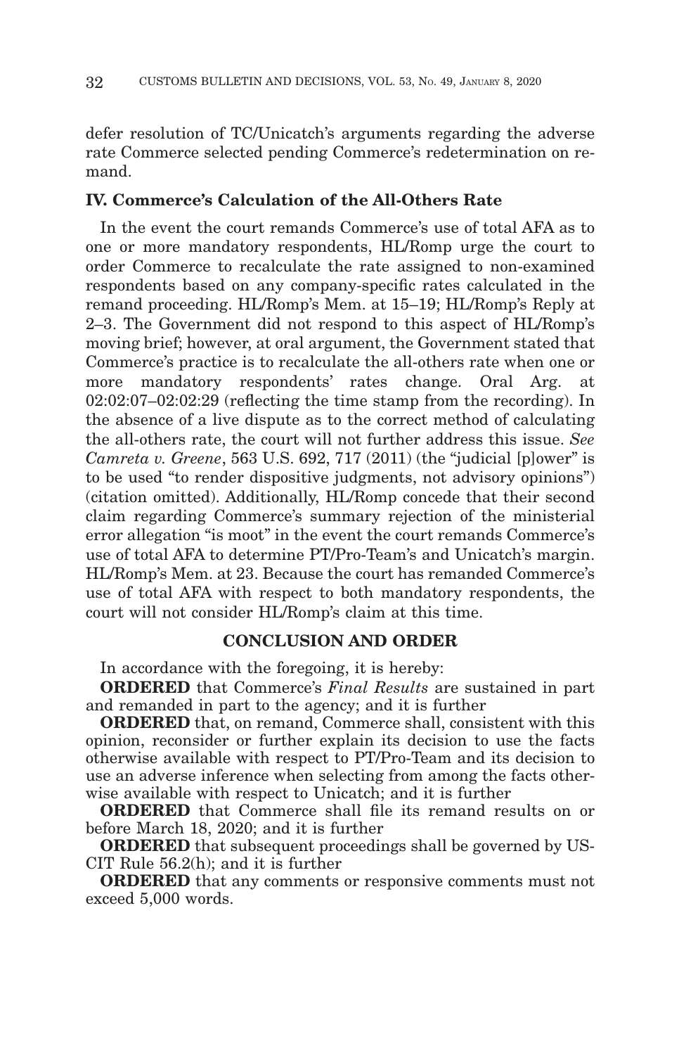defer resolution of TC/Unicatch's arguments regarding the adverse rate Commerce selected pending Commerce's redetermination on remand.

## IV. Commerce's Calculation of the All-Others Rate

In the event the court remands Commerce's use of total AFA as to one or more mandatory respondents, HL/Romp urge the court to order Commerce to recalculate the rate assigned to non-examined respondents based on any company-specific rates calculated in the remand proceeding. HL/Romp's Mem. at 15–19; HL/Romp's Reply at 2–3. The Government did not respond to this aspect of HL/Romp's moving brief; however, at oral argument, the Government stated that Commerce's practice is to recalculate the all-others rate when one or more mandatory respondents' rates change. Oral Arg. at 02:02:07–02:02:29 (reflecting the time stamp from the recording). In the absence of a live dispute as to the correct method of calculating the all-others rate, the court will not further address this issue. *See Camreta v. Greene*, 563 U.S. 692, 717 (2011) (the "judicial [p]ower" is to be used "to render dispositive judgments, not advisory opinions") (citation omitted). Additionally, HL/Romp concede that their second claim regarding Commerce's summary rejection of the ministerial error allegation "is moot" in the event the court remands Commerce's use of total AFA to determine PT/Pro-Team's and Unicatch's margin. HL/Romp's Mem. at 23. Because the court has remanded Commerce's use of total AFA with respect to both mandatory respondents, the court will not consider HL/Romp's claim at this time.

## CONCLUSION AND ORDER

In accordance with the foregoing, it is hereby:

**ORDERED** that Commerce's *Final Results* are sustained in part and remanded in part to the agency; and it is further

**ORDERED** that, on remand, Commerce shall, consistent with this opinion, reconsider or further explain its decision to use the facts otherwise available with respect to PT/Pro-Team and its decision to use an adverse inference when selecting from among the facts otherwise available with respect to Unicatch; and it is further

**ORDERED** that Commerce shall file its remand results on or before March 18, 2020; and it is further

**ORDERED** that subsequent proceedings shall be governed by USCIT Rule 56.2(h); and it is further

**ORDERED** that any comments or responsive comments must not exceed 5,000 words.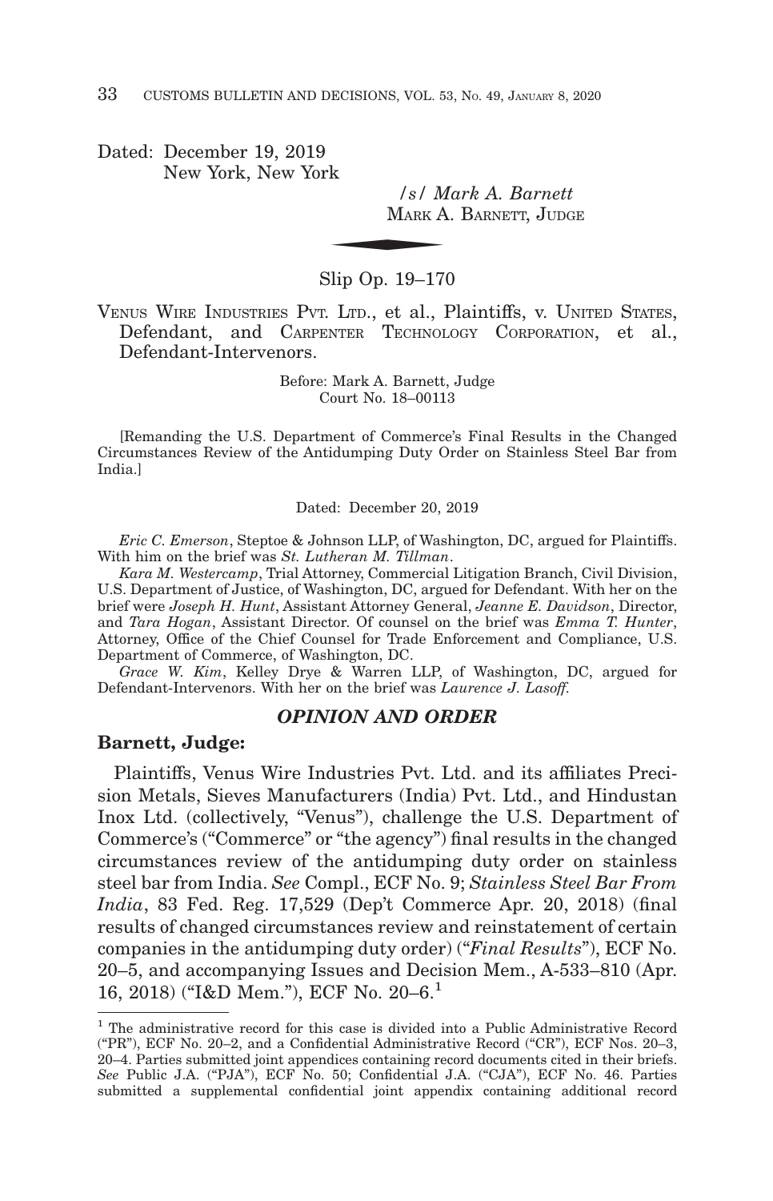Dated: December 19, 2019
New York, New York

*/s/ Mark A. Barnett*
MARK A. BARNETT, JUDGE

Slip Op. 19–170

VENUS WIRE INDUSTRIES PVT. LTD., et al., Plaintiffs, v. UNITED STATES, Defendant, and CARPENTER TECHNOLOGY CORPORATION, et al., Defendant-Intervenors.

Before: Mark A. Barnett, Judge
Court No. 18–00113

[Remanding the U.S. Department of Commerce's Final Results in the Changed Circumstances Review of the Antidumping Duty Order on Stainless Steel Bar from India.]

Dated: December 20, 2019

*Eric C. Emerson*, Steptoe & Johnson LLP, of Washington, DC, argued for Plaintiffs. With him on the brief was *St. Lutheran M. Tillman*.

*Kara M. Westercamp*, Trial Attorney, Commercial Litigation Branch, Civil Division, U.S. Department of Justice, of Washington, DC, argued for Defendant. With her on the brief were *Joseph H. Hunt*, Assistant Attorney General, *Jeanne E. Davidson*, Director, and *Tara Hogan*, Assistant Director. Of counsel on the brief was *Emma T. Hunter*, Attorney, Office of the Chief Counsel for Trade Enforcement and Compliance, U.S. Department of Commerce, of Washington, DC.

*Grace W. Kim*, Kelley Drye & Warren LLP, of Washington, DC, argued for Defendant-Intervenors. With her on the brief was *Laurence J. Lasoff*.

## *OPINION AND ORDER*

**Barnett, Judge:**

Plaintiffs, Venus Wire Industries Pvt. Ltd. and its affiliates Precision Metals, Sieves Manufacturers (India) Pvt. Ltd., and Hindustan Inox Ltd. (collectively, "Venus"), challenge the U.S. Department of Commerce's ("Commerce" or "the agency") final results in the changed circumstances review of the antidumping duty order on stainless steel bar from India. *See* Compl., ECF No. 9; *Stainless Steel Bar From India*, 83 Fed. Reg. 17,529 (Dep't Commerce Apr. 20, 2018) (final results of changed circumstances review and reinstatement of certain companies in the antidumping duty order) ("*Final Results*"), ECF No. 20–5, and accompanying Issues and Decision Mem., A-533–810 (Apr. 16, 2018) ("I&D Mem."), ECF No. 20–6.[1]

[1] The administrative record for this case is divided into a Public Administrative Record ("PR"), ECF No. 20–2, and a Confidential Administrative Record ("CR"), ECF Nos. 20–3, 20–4. Parties submitted joint appendices containing record documents cited in their briefs. *See* Public J.A. ("PJA"), ECF No. 50; Confidential J.A. ("CJA"), ECF No. 46. Parties submitted a supplemental confidential joint appendix containing additional record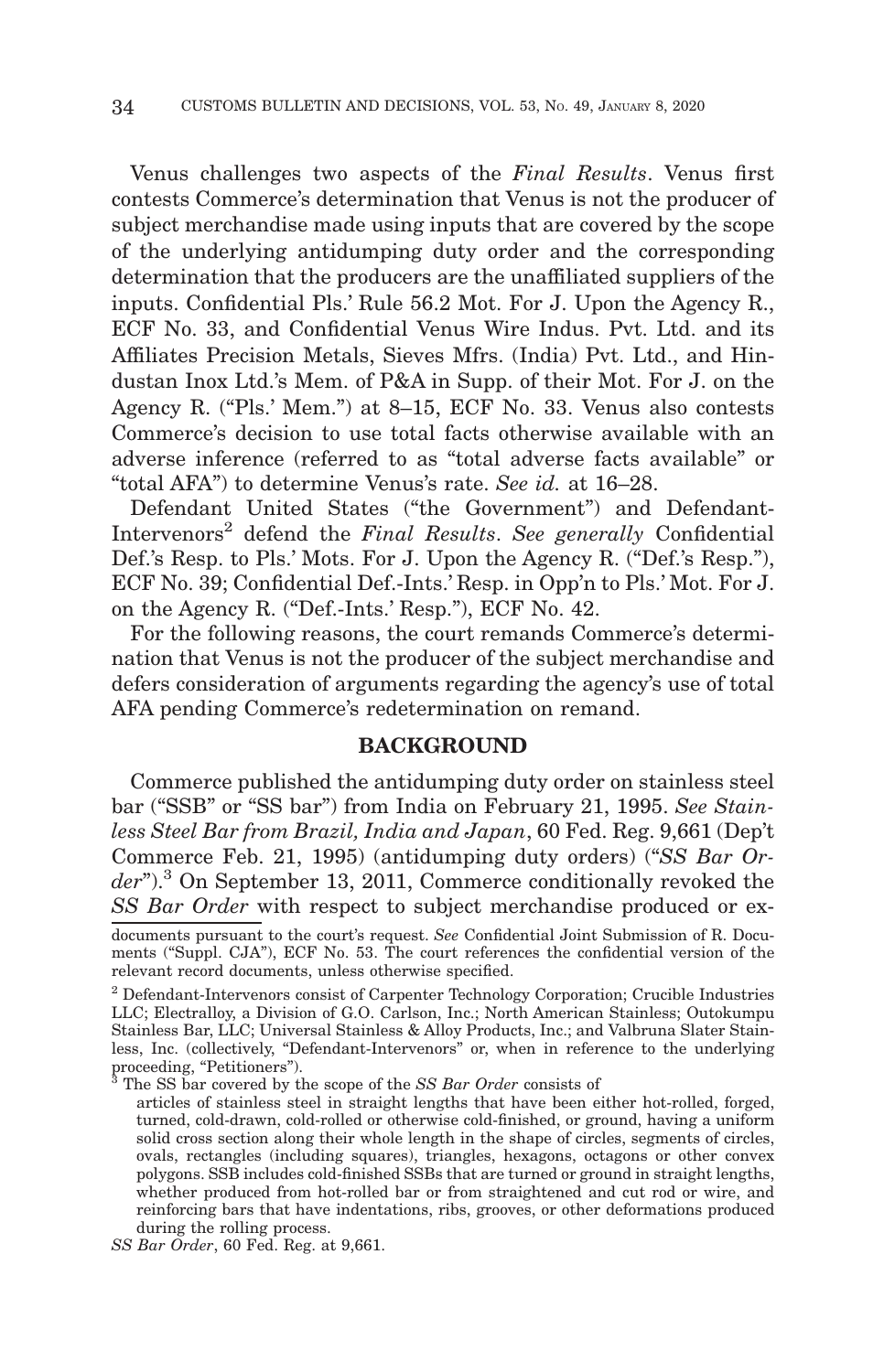Venus challenges two aspects of the *Final Results*. Venus first contests Commerce's determination that Venus is not the producer of subject merchandise made using inputs that are covered by the scope of the underlying antidumping duty order and the corresponding determination that the producers are the unaffiliated suppliers of the inputs. Confidential Pls.' Rule 56.2 Mot. For J. Upon the Agency R., ECF No. 33, and Confidential Venus Wire Indus. Pvt. Ltd. and its Affiliates Precision Metals, Sieves Mfrs. (India) Pvt. Ltd., and Hindustan Inox Ltd.'s Mem. of P&A in Supp. of their Mot. For J. on the Agency R. ("Pls.' Mem.") at 8–15, ECF No. 33. Venus also contests Commerce's decision to use total facts otherwise available with an adverse inference (referred to as "total adverse facts available" or "total AFA") to determine Venus's rate. *See id.* at 16–28.

Defendant United States ("the Government") and Defendant-Intervenors[2] defend the *Final Results*. *See generally* Confidential Def.'s Resp. to Pls.' Mots. For J. Upon the Agency R. ("Def.'s Resp."), ECF No. 39; Confidential Def.-Ints.' Resp. in Opp'n to Pls.' Mot. For J. on the Agency R. ("Def.-Ints.' Resp."), ECF No. 42.

For the following reasons, the court remands Commerce's determination that Venus is not the producer of the subject merchandise and defers consideration of arguments regarding the agency's use of total AFA pending Commerce's redetermination on remand.

## BACKGROUND

Commerce published the antidumping duty order on stainless steel bar ("SSB" or "SS bar") from India on February 21, 1995. *See Stainless Steel Bar from Brazil, India and Japan*, 60 Fed. Reg. 9,661 (Dep't Commerce Feb. 21, 1995) (antidumping duty orders) ("*SS Bar Order*").[3] On September 13, 2011, Commerce conditionally revoked the *SS Bar Order* with respect to subject merchandise produced or ex-

---

documents pursuant to the court's request. *See* Confidential Joint Submission of R. Documents ("Suppl. CJA"), ECF No. 53. The court references the confidential version of the relevant record documents, unless otherwise specified.

[2] Defendant-Intervenors consist of Carpenter Technology Corporation; Crucible Industries LLC; Electralloy, a Division of G.O. Carlson, Inc.; North American Stainless; Outokumpu Stainless Bar, LLC; Universal Stainless & Alloy Products, Inc.; and Valbruna Slater Stainless, Inc. (collectively, "Defendant-Intervenors" or, when in reference to the underlying proceeding, "Petitioners").

[3] The SS bar covered by the scope of the *SS Bar Order* consists of

> articles of stainless steel in straight lengths that have been either hot-rolled, forged, turned, cold-drawn, cold-rolled or otherwise cold-finished, or ground, having a uniform solid cross section along their whole length in the shape of circles, segments of circles, ovals, rectangles (including squares), triangles, hexagons, octagons or other convex polygons. SSB includes cold-finished SSBs that are turned or ground in straight lengths, whether produced from hot-rolled bar or from straightened and cut rod or wire, and reinforcing bars that have indentations, ribs, grooves, or other deformations produced during the rolling process.

*SS Bar Order*, 60 Fed. Reg. at 9,661.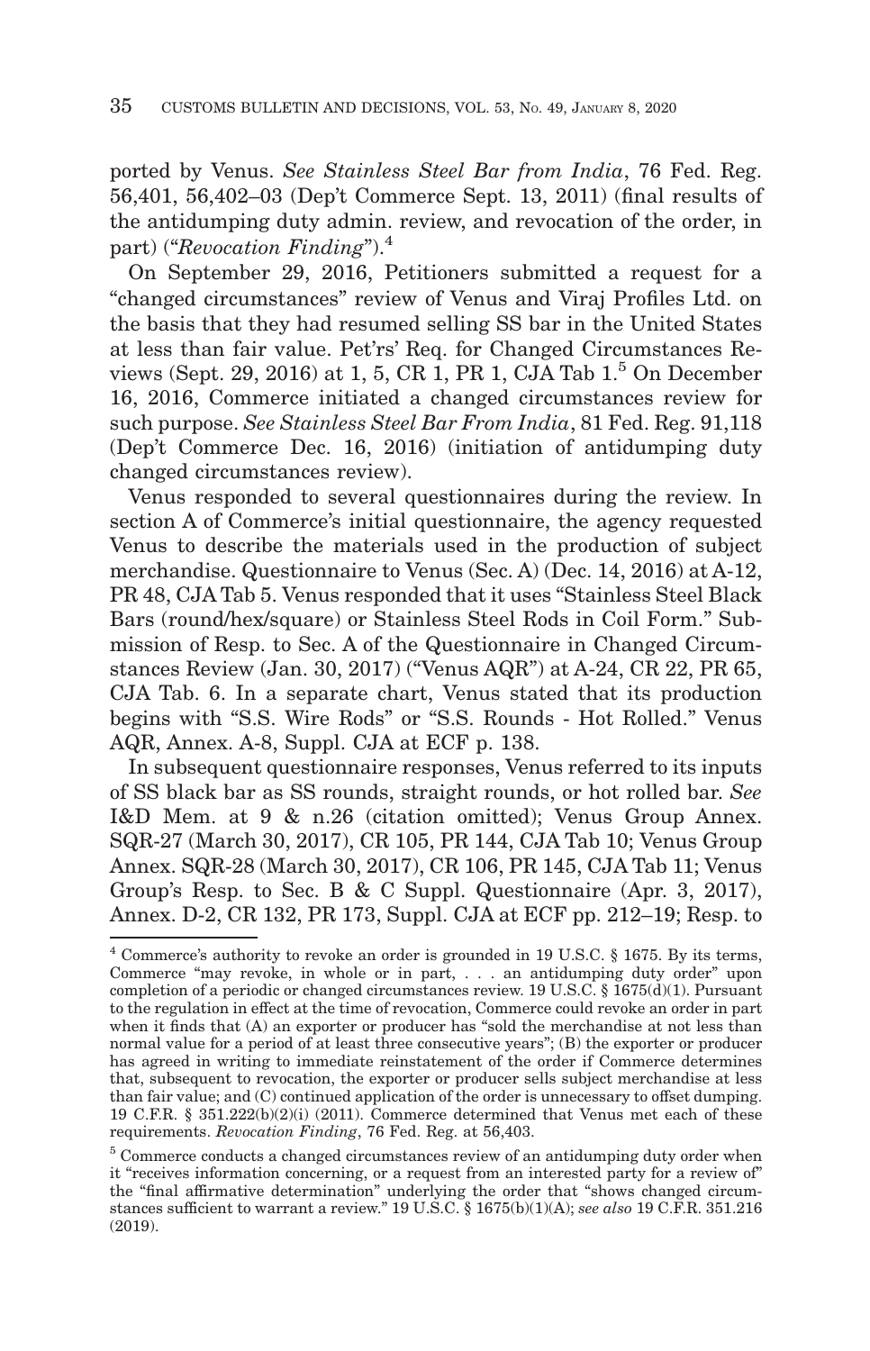ported by Venus. *See Stainless Steel Bar from India*, 76 Fed. Reg. 56,401, 56,402–03 (Dep't Commerce Sept. 13, 2011) (final results of the antidumping duty admin. review, and revocation of the order, in part) ("*Revocation Finding*").[4]

On September 29, 2016, Petitioners submitted a request for a "changed circumstances" review of Venus and Viraj Profiles Ltd. on the basis that they had resumed selling SS bar in the United States at less than fair value. Pet'rs' Req. for Changed Circumstances Reviews (Sept. 29, 2016) at 1, 5, CR 1, PR 1, CJA Tab 1.[5] On December 16, 2016, Commerce initiated a changed circumstances review for such purpose. *See Stainless Steel Bar From India*, 81 Fed. Reg. 91,118 (Dep't Commerce Dec. 16, 2016) (initiation of antidumping duty changed circumstances review).

Venus responded to several questionnaires during the review. In section A of Commerce's initial questionnaire, the agency requested Venus to describe the materials used in the production of subject merchandise. Questionnaire to Venus (Sec. A) (Dec. 14, 2016) at A-12, PR 48, CJA Tab 5. Venus responded that it uses "Stainless Steel Black Bars (round/hex/square) or Stainless Steel Rods in Coil Form." Submission of Resp. to Sec. A of the Questionnaire in Changed Circumstances Review (Jan. 30, 2017) ("Venus AQR") at A-24, CR 22, PR 65, CJA Tab. 6. In a separate chart, Venus stated that its production begins with "S.S. Wire Rods" or "S.S. Rounds - Hot Rolled." Venus AQR, Annex. A-8, Suppl. CJA at ECF p. 138.

In subsequent questionnaire responses, Venus referred to its inputs of SS black bar as SS rounds, straight rounds, or hot rolled bar. *See* I&D Mem. at 9 & n.26 (citation omitted); Venus Group Annex. SQR-27 (March 30, 2017), CR 105, PR 144, CJA Tab 10; Venus Group Annex. SQR-28 (March 30, 2017), CR 106, PR 145, CJA Tab 11; Venus Group's Resp. to Sec. B & C Suppl. Questionnaire (Apr. 3, 2017), Annex. D-2, CR 132, PR 173, Suppl. CJA at ECF pp. 212–19; Resp. to

---

[4] Commerce's authority to revoke an order is grounded in 19 U.S.C. § 1675. By its terms, Commerce "may revoke, in whole or in part, . . . an antidumping duty order" upon completion of a periodic or changed circumstances review. 19 U.S.C. § 1675(d)(1). Pursuant to the regulation in effect at the time of revocation, Commerce could revoke an order in part when it finds that (A) an exporter or producer has "sold the merchandise at not less than normal value for a period of at least three consecutive years"; (B) the exporter or producer has agreed in writing to immediate reinstatement of the order if Commerce determines that, subsequent to revocation, the exporter or producer sells subject merchandise at less than fair value; and (C) continued application of the order is unnecessary to offset dumping. 19 C.F.R. § 351.222(b)(2)(i) (2011). Commerce determined that Venus met each of these requirements. *Revocation Finding*, 76 Fed. Reg. at 56,403.

[5] Commerce conducts a changed circumstances review of an antidumping duty order when it "receives information concerning, or a request from an interested party for a review of" the "final affirmative determination" underlying the order that "shows changed circumstances sufficient to warrant a review." 19 U.S.C. § 1675(b)(1)(A); *see also* 19 C.F.R. 351.216 (2019).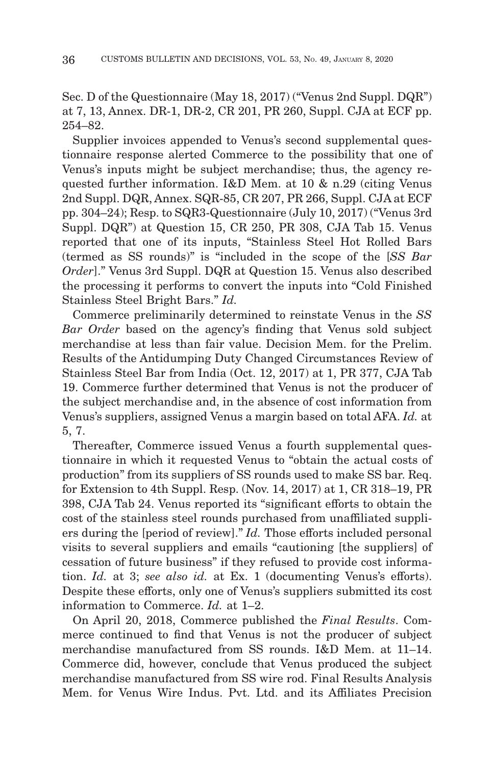Sec. D of the Questionnaire (May 18, 2017) ("Venus 2nd Suppl. DQR") at 7, 13, Annex. DR-1, DR-2, CR 201, PR 260, Suppl. CJA at ECF pp. 254–82.

Supplier invoices appended to Venus's second supplemental questionnaire response alerted Commerce to the possibility that one of Venus's inputs might be subject merchandise; thus, the agency requested further information. I&D Mem. at 10 & n.29 (citing Venus 2nd Suppl. DQR, Annex. SQR-85, CR 207, PR 266, Suppl. CJA at ECF pp. 304–24); Resp. to SQR3-Questionnaire (July 10, 2017) ("Venus 3rd Suppl. DQR") at Question 15, CR 250, PR 308, CJA Tab 15. Venus reported that one of its inputs, "Stainless Steel Hot Rolled Bars (termed as SS rounds)" is "included in the scope of the [*SS Bar Order*]." Venus 3rd Suppl. DQR at Question 15. Venus also described the processing it performs to convert the inputs into "Cold Finished Stainless Steel Bright Bars." *Id.*

Commerce preliminarily determined to reinstate Venus in the *SS Bar Order* based on the agency's finding that Venus sold subject merchandise at less than fair value. Decision Mem. for the Prelim. Results of the Antidumping Duty Changed Circumstances Review of Stainless Steel Bar from India (Oct. 12, 2017) at 1, PR 377, CJA Tab 19. Commerce further determined that Venus is not the producer of the subject merchandise and, in the absence of cost information from Venus's suppliers, assigned Venus a margin based on total AFA. *Id.* at 5, 7.

Thereafter, Commerce issued Venus a fourth supplemental questionnaire in which it requested Venus to "obtain the actual costs of production" from its suppliers of SS rounds used to make SS bar. Req. for Extension to 4th Suppl. Resp. (Nov. 14, 2017) at 1, CR 318–19, PR 398, CJA Tab 24. Venus reported its "significant efforts to obtain the cost of the stainless steel rounds purchased from unaffiliated suppliers during the [period of review]." *Id.* Those efforts included personal visits to several suppliers and emails "cautioning [the suppliers] of cessation of future business" if they refused to provide cost information. *Id.* at 3; *see also id.* at Ex. 1 (documenting Venus's efforts). Despite these efforts, only one of Venus's suppliers submitted its cost information to Commerce. *Id.* at 1–2.

On April 20, 2018, Commerce published the *Final Results*. Commerce continued to find that Venus is not the producer of subject merchandise manufactured from SS rounds. I&D Mem. at 11–14. Commerce did, however, conclude that Venus produced the subject merchandise manufactured from SS wire rod. Final Results Analysis Mem. for Venus Wire Indus. Pvt. Ltd. and its Affiliates Precision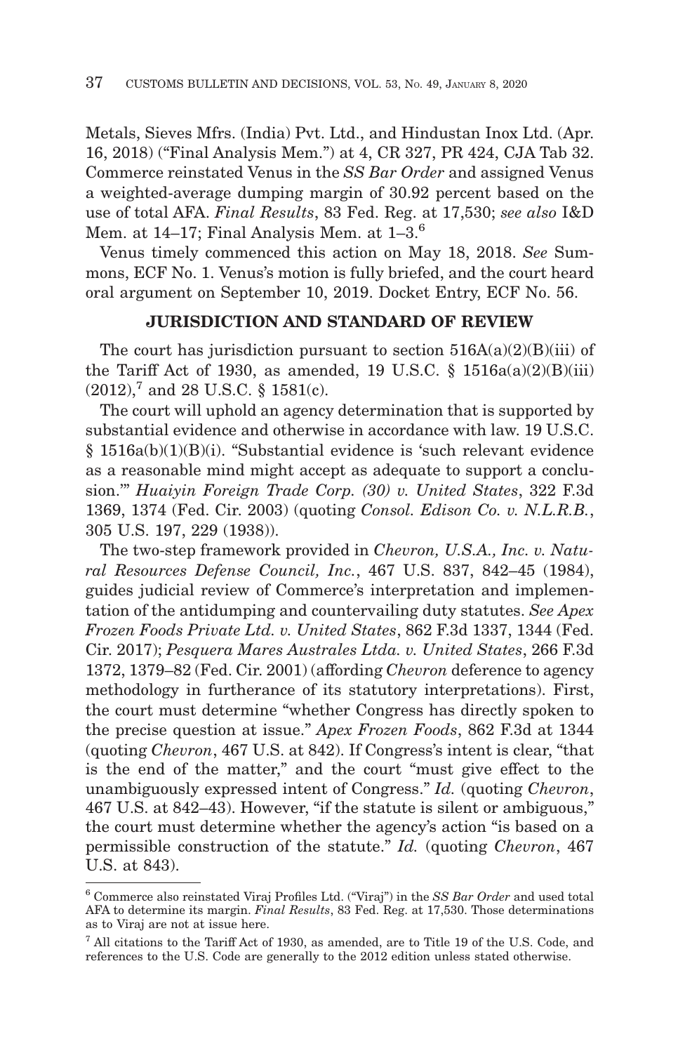Metals, Sieves Mfrs. (India) Pvt. Ltd., and Hindustan Inox Ltd. (Apr. 16, 2018) ("Final Analysis Mem.") at 4, CR 327, PR 424, CJA Tab 32. Commerce reinstated Venus in the *SS Bar Order* and assigned Venus a weighted-average dumping margin of 30.92 percent based on the use of total AFA. *Final Results*, 83 Fed. Reg. at 17,530; *see also* I&D Mem. at 14–17; Final Analysis Mem. at 1–3.[6]

Venus timely commenced this action on May 18, 2018. *See* Summons, ECF No. 1. Venus's motion is fully briefed, and the court heard oral argument on September 10, 2019. Docket Entry, ECF No. 56.

## JURISDICTION AND STANDARD OF REVIEW

The court has jurisdiction pursuant to section 516A(a)(2)(B)(iii) of the Tariff Act of 1930, as amended, 19 U.S.C. § 1516a(a)(2)(B)(iii) (2012),[7] and 28 U.S.C. § 1581(c).

The court will uphold an agency determination that is supported by substantial evidence and otherwise in accordance with law. 19 U.S.C. § 1516a(b)(1)(B)(i). "Substantial evidence is 'such relevant evidence as a reasonable mind might accept as adequate to support a conclusion.'" *Huaiyin Foreign Trade Corp. (30) v. United States*, 322 F.3d 1369, 1374 (Fed. Cir. 2003) (quoting *Consol. Edison Co. v. N.L.R.B.*, 305 U.S. 197, 229 (1938)).

The two-step framework provided in *Chevron, U.S.A., Inc. v. Natural Resources Defense Council, Inc.*, 467 U.S. 837, 842–45 (1984), guides judicial review of Commerce's interpretation and implementation of the antidumping and countervailing duty statutes. *See Apex Frozen Foods Private Ltd. v. United States*, 862 F.3d 1337, 1344 (Fed. Cir. 2017); *Pesquera Mares Australes Ltda. v. United States*, 266 F.3d 1372, 1379–82 (Fed. Cir. 2001) (affording *Chevron* deference to agency methodology in furtherance of its statutory interpretations). First, the court must determine "whether Congress has directly spoken to the precise question at issue." *Apex Frozen Foods*, 862 F.3d at 1344 (quoting *Chevron*, 467 U.S. at 842). If Congress's intent is clear, "that is the end of the matter," and the court "must give effect to the unambiguously expressed intent of Congress." *Id.* (quoting *Chevron*, 467 U.S. at 842–43). However, "if the statute is silent or ambiguous," the court must determine whether the agency's action "is based on a permissible construction of the statute." *Id.* (quoting *Chevron*, 467 U.S. at 843).

---

[6] Commerce also reinstated Viraj Profiles Ltd. ("Viraj") in the *SS Bar Order* and used total AFA to determine its margin. *Final Results*, 83 Fed. Reg. at 17,530. Those determinations as to Viraj are not at issue here.

[7] All citations to the Tariff Act of 1930, as amended, are to Title 19 of the U.S. Code, and references to the U.S. Code are generally to the 2012 edition unless stated otherwise.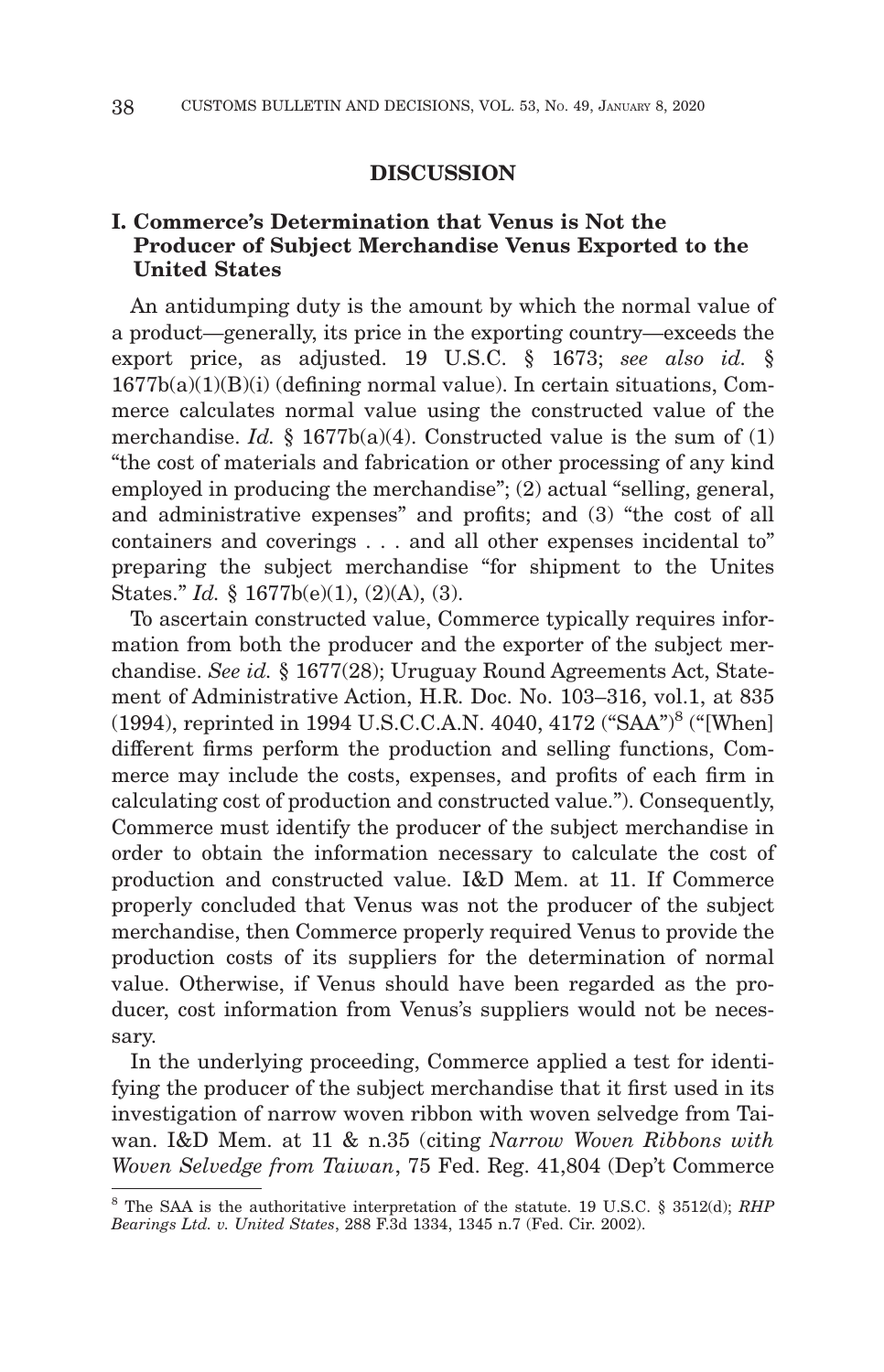## DISCUSSION

### I. Commerce's Determination that Venus is Not the Producer of Subject Merchandise Venus Exported to the United States

An antidumping duty is the amount by which the normal value of a product—generally, its price in the exporting country—exceeds the export price, as adjusted. 19 U.S.C. § 1673; *see also id.* § 1677b(a)(1)(B)(i) (defining normal value). In certain situations, Commerce calculates normal value using the constructed value of the merchandise. *Id.* § 1677b(a)(4). Constructed value is the sum of (1) "the cost of materials and fabrication or other processing of any kind employed in producing the merchandise"; (2) actual "selling, general, and administrative expenses" and profits; and (3) "the cost of all containers and coverings . . . and all other expenses incidental to" preparing the subject merchandise "for shipment to the Unites States." *Id.* § 1677b(e)(1), (2)(A), (3).

To ascertain constructed value, Commerce typically requires information from both the producer and the exporter of the subject merchandise. *See id.* § 1677(28); Uruguay Round Agreements Act, Statement of Administrative Action, H.R. Doc. No. 103–316, vol.1, at 835 (1994), reprinted in 1994 U.S.C.C.A.N. 4040, 4172 ("SAA")[8] ("[When] different firms perform the production and selling functions, Commerce may include the costs, expenses, and profits of each firm in calculating cost of production and constructed value."). Consequently, Commerce must identify the producer of the subject merchandise in order to obtain the information necessary to calculate the cost of production and constructed value. I&D Mem. at 11. If Commerce properly concluded that Venus was not the producer of the subject merchandise, then Commerce properly required Venus to provide the production costs of its suppliers for the determination of normal value. Otherwise, if Venus should have been regarded as the producer, cost information from Venus's suppliers would not be necessary.

In the underlying proceeding, Commerce applied a test for identifying the producer of the subject merchandise that it first used in its investigation of narrow woven ribbon with woven selvedge from Taiwan. I&D Mem. at 11 & n.35 (citing *Narrow Woven Ribbons with Woven Selvedge from Taiwan*, 75 Fed. Reg. 41,804 (Dep't Commerce

[8] The SAA is the authoritative interpretation of the statute. 19 U.S.C. § 3512(d); *RHP Bearings Ltd. v. United States*, 288 F.3d 1334, 1345 n.7 (Fed. Cir. 2002).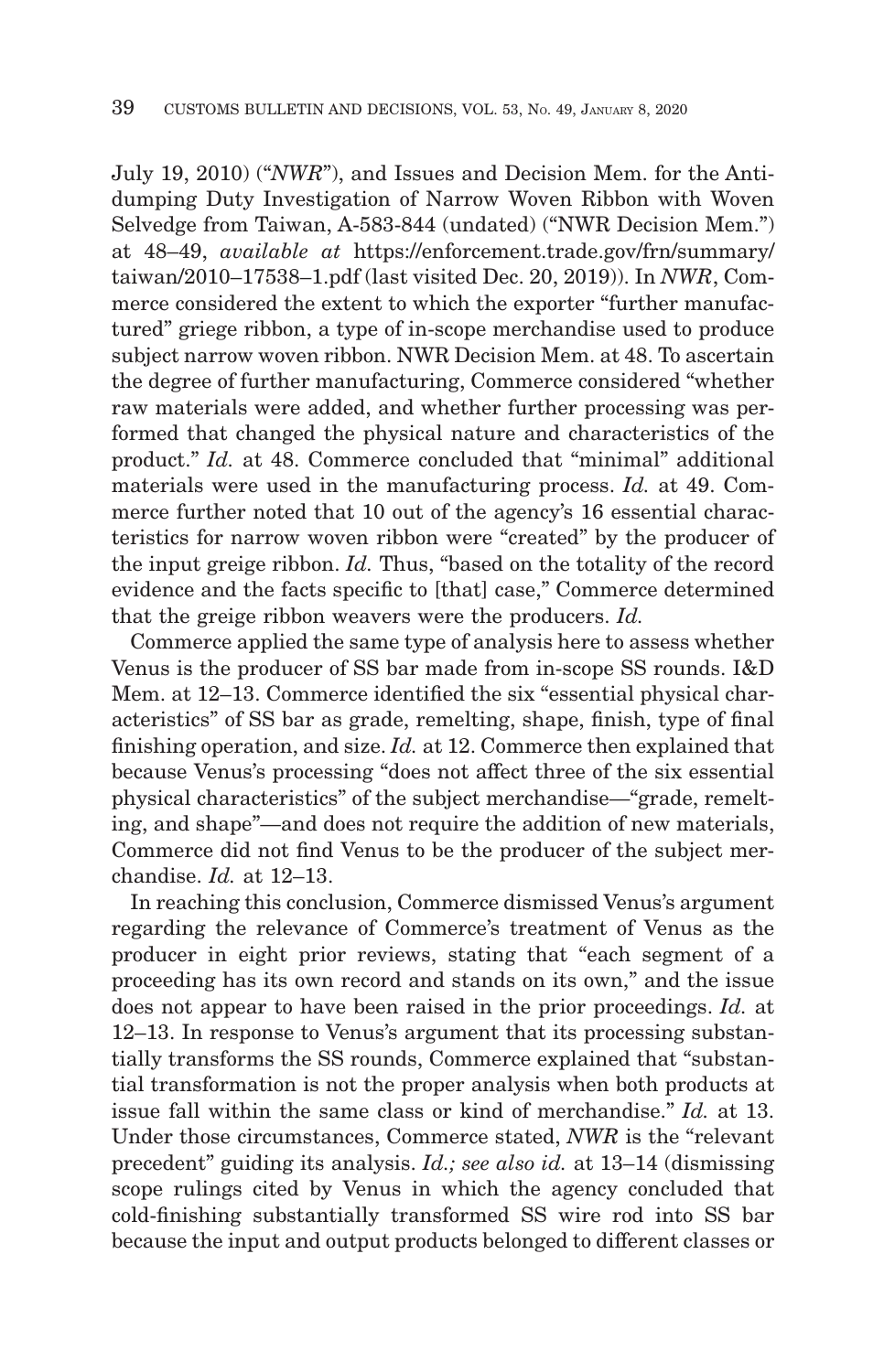July 19, 2010) ("*NWR*"), and Issues and Decision Mem. for the Antidumping Duty Investigation of Narrow Woven Ribbon with Woven Selvedge from Taiwan, A-583-844 (undated) ("NWR Decision Mem.") at 48–49, *available at* https://enforcement.trade.gov/frn/summary/taiwan/2010–17538–1.pdf (last visited Dec. 20, 2019)). In *NWR*, Commerce considered the extent to which the exporter "further manufactured" griege ribbon, a type of in-scope merchandise used to produce subject narrow woven ribbon. NWR Decision Mem. at 48. To ascertain the degree of further manufacturing, Commerce considered "whether raw materials were added, and whether further processing was performed that changed the physical nature and characteristics of the product." *Id.* at 48. Commerce concluded that "minimal" additional materials were used in the manufacturing process. *Id.* at 49. Commerce further noted that 10 out of the agency's 16 essential characteristics for narrow woven ribbon were "created" by the producer of the input greige ribbon. *Id.* Thus, "based on the totality of the record evidence and the facts specific to [that] case," Commerce determined that the greige ribbon weavers were the producers. *Id.*

Commerce applied the same type of analysis here to assess whether Venus is the producer of SS bar made from in-scope SS rounds. I&D Mem. at 12–13. Commerce identified the six "essential physical characteristics" of SS bar as grade, remelting, shape, finish, type of final finishing operation, and size. *Id.* at 12. Commerce then explained that because Venus's processing "does not affect three of the six essential physical characteristics" of the subject merchandise—"grade, remelting, and shape"—and does not require the addition of new materials, Commerce did not find Venus to be the producer of the subject merchandise. *Id.* at 12–13.

In reaching this conclusion, Commerce dismissed Venus's argument regarding the relevance of Commerce's treatment of Venus as the producer in eight prior reviews, stating that "each segment of a proceeding has its own record and stands on its own," and the issue does not appear to have been raised in the prior proceedings. *Id.* at 12–13. In response to Venus's argument that its processing substantially transforms the SS rounds, Commerce explained that "substantial transformation is not the proper analysis when both products at issue fall within the same class or kind of merchandise." *Id.* at 13. Under those circumstances, Commerce stated, *NWR* is the "relevant precedent" guiding its analysis. *Id.; see also id.* at 13–14 (dismissing scope rulings cited by Venus in which the agency concluded that cold-finishing substantially transformed SS wire rod into SS bar because the input and output products belonged to different classes or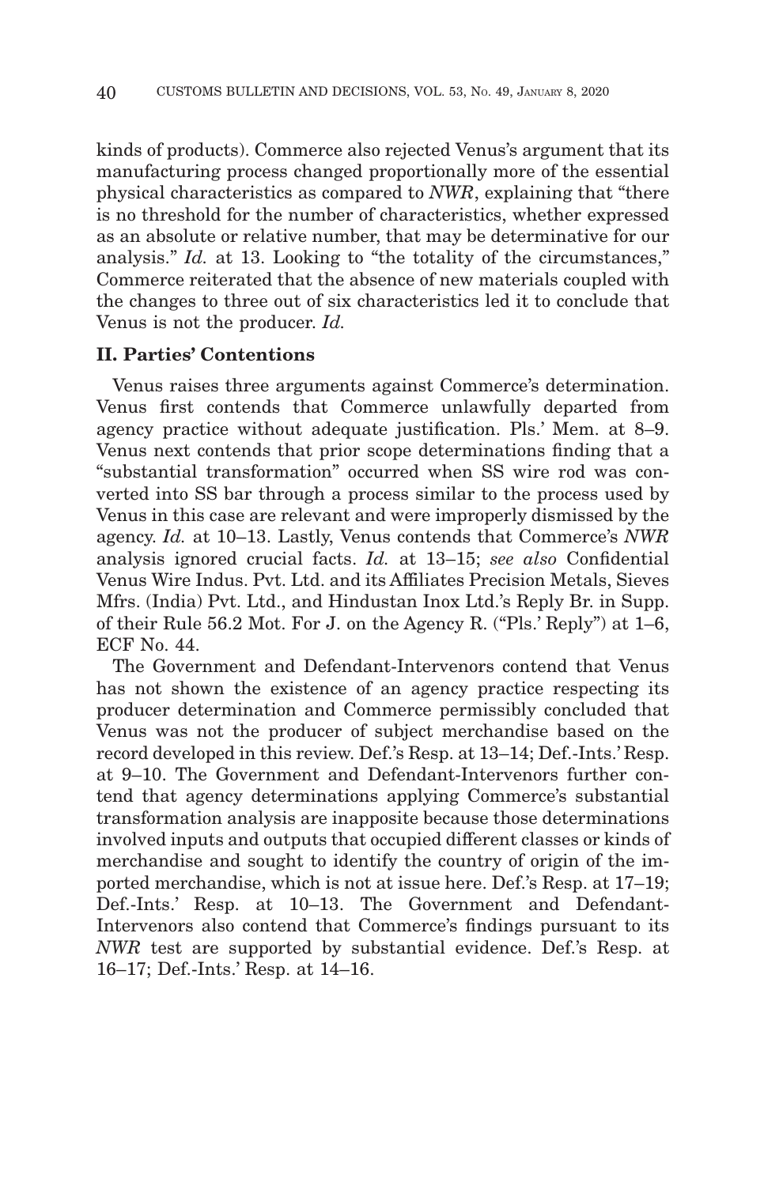kinds of products). Commerce also rejected Venus's argument that its manufacturing process changed proportionally more of the essential physical characteristics as compared to *NWR*, explaining that "there is no threshold for the number of characteristics, whether expressed as an absolute or relative number, that may be determinative for our analysis." *Id.* at 13. Looking to "the totality of the circumstances," Commerce reiterated that the absence of new materials coupled with the changes to three out of six characteristics led it to conclude that Venus is not the producer. *Id.*

## II. Parties' Contentions

Venus raises three arguments against Commerce's determination. Venus first contends that Commerce unlawfully departed from agency practice without adequate justification. Pls.' Mem. at 8–9. Venus next contends that prior scope determinations finding that a "substantial transformation" occurred when SS wire rod was converted into SS bar through a process similar to the process used by Venus in this case are relevant and were improperly dismissed by the agency. *Id.* at 10–13. Lastly, Venus contends that Commerce's *NWR* analysis ignored crucial facts. *Id.* at 13–15; *see also* Confidential Venus Wire Indus. Pvt. Ltd. and its Affiliates Precision Metals, Sieves Mfrs. (India) Pvt. Ltd., and Hindustan Inox Ltd.'s Reply Br. in Supp. of their Rule 56.2 Mot. For J. on the Agency R. ("Pls.' Reply") at 1–6, ECF No. 44.

The Government and Defendant-Intervenors contend that Venus has not shown the existence of an agency practice respecting its producer determination and Commerce permissibly concluded that Venus was not the producer of subject merchandise based on the record developed in this review. Def.'s Resp. at 13–14; Def.-Ints.' Resp. at 9–10. The Government and Defendant-Intervenors further contend that agency determinations applying Commerce's substantial transformation analysis are inapposite because those determinations involved inputs and outputs that occupied different classes or kinds of merchandise and sought to identify the country of origin of the imported merchandise, which is not at issue here. Def.'s Resp. at 17–19; Def.-Ints.' Resp. at 10–13. The Government and Defendant-Intervenors also contend that Commerce's findings pursuant to its *NWR* test are supported by substantial evidence. Def.'s Resp. at 16–17; Def.-Ints.' Resp. at 14–16.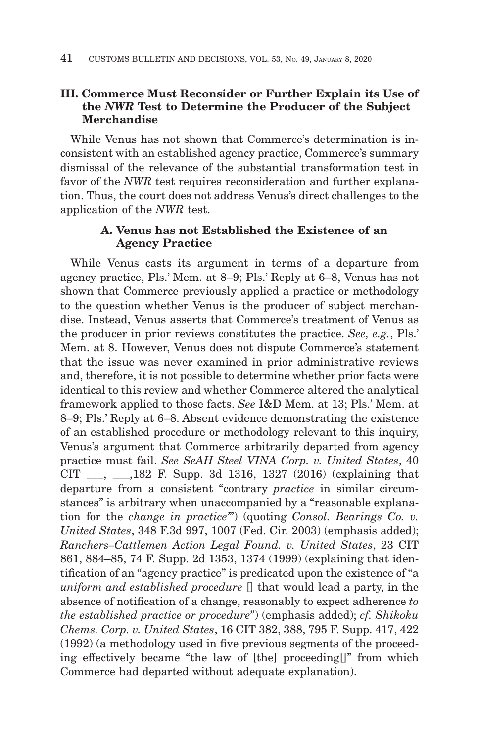### III. Commerce Must Reconsider or Further Explain its Use of the *NWR* Test to Determine the Producer of the Subject Merchandise

While Venus has not shown that Commerce's determination is inconsistent with an established agency practice, Commerce's summary dismissal of the relevance of the substantial transformation test in favor of the *NWR* test requires reconsideration and further explanation. Thus, the court does not address Venus's direct challenges to the application of the *NWR* test.

#### A. Venus has not Established the Existence of an Agency Practice

While Venus casts its argument in terms of a departure from agency practice, Pls.' Mem. at 8–9; Pls.' Reply at 6–8, Venus has not shown that Commerce previously applied a practice or methodology to the question whether Venus is the producer of subject merchandise. Instead, Venus asserts that Commerce's treatment of Venus as the producer in prior reviews constitutes the practice. *See, e.g.*, Pls.' Mem. at 8. However, Venus does not dispute Commerce's statement that the issue was never examined in prior administrative reviews and, therefore, it is not possible to determine whether prior facts were identical to this review and whether Commerce altered the analytical framework applied to those facts. *See* I&D Mem. at 13; Pls.' Mem. at 8–9; Pls.' Reply at 6–8. Absent evidence demonstrating the existence of an established procedure or methodology relevant to this inquiry, Venus's argument that Commerce arbitrarily departed from agency practice must fail. *See SeAH Steel VINA Corp. v. United States*, 40 CIT ___, ___,182 F. Supp. 3d 1316, 1327 (2016) (explaining that departure from a consistent "contrary *practice* in similar circumstances" is arbitrary when unaccompanied by a "reasonable explanation for the *change in practice*'") (quoting *Consol. Bearings Co. v. United States*, 348 F.3d 997, 1007 (Fed. Cir. 2003) (emphasis added); *Ranchers–Cattlemen Action Legal Found. v. United States*, 23 CIT 861, 884–85, 74 F. Supp. 2d 1353, 1374 (1999) (explaining that identification of an "agency practice" is predicated upon the existence of "a *uniform and established procedure* [] that would lead a party, in the absence of notification of a change, reasonably to expect adherence *to the established practice or procedure*") (emphasis added); *cf. Shikoku Chems. Corp. v. United States*, 16 CIT 382, 388, 795 F. Supp. 417, 422 (1992) (a methodology used in five previous segments of the proceeding effectively became "the law of [the] proceeding[]" from which Commerce had departed without adequate explanation).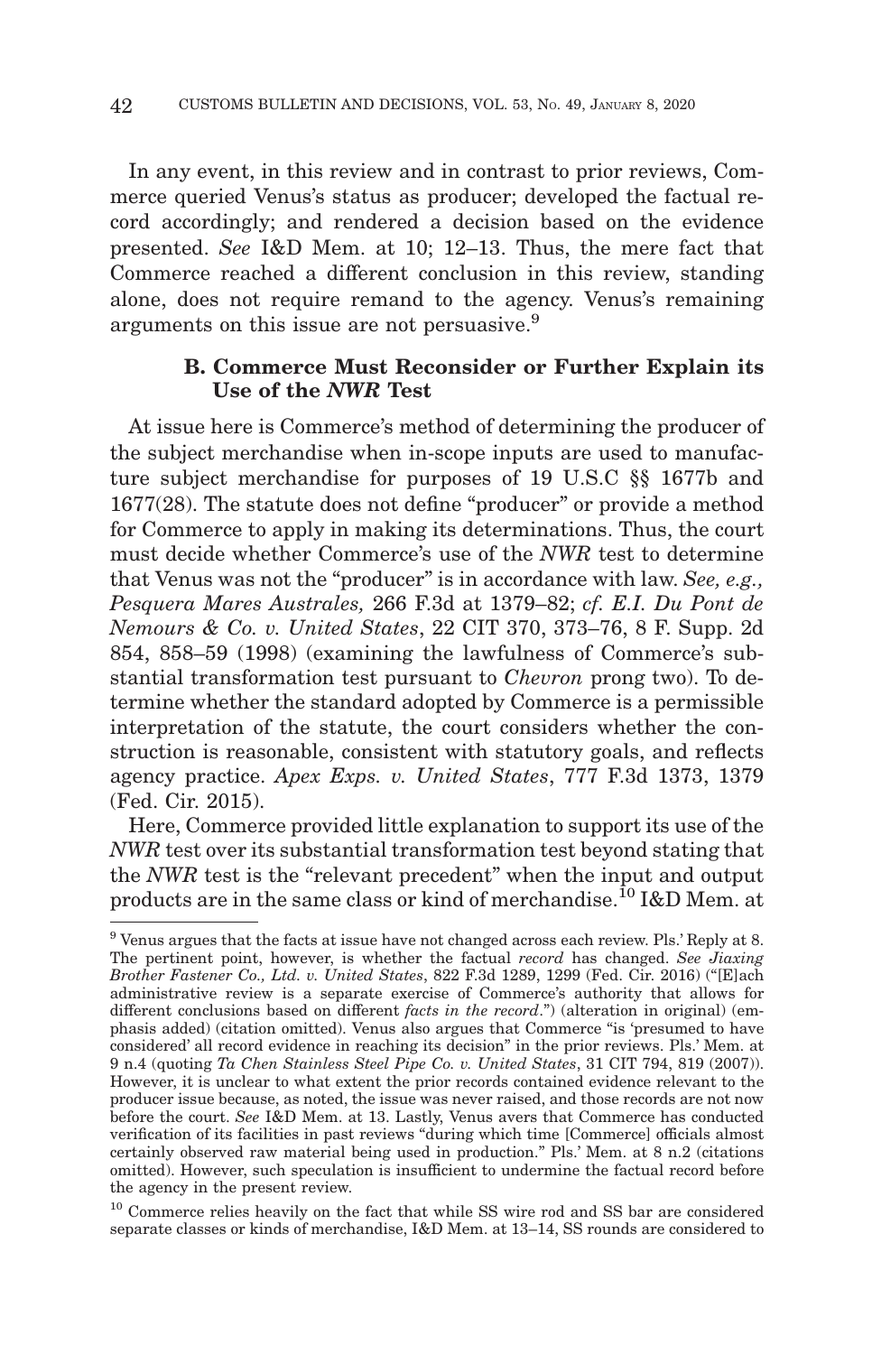In any event, in this review and in contrast to prior reviews, Commerce queried Venus's status as producer; developed the factual record accordingly; and rendered a decision based on the evidence presented. *See* I&D Mem. at 10; 12–13. Thus, the mere fact that Commerce reached a different conclusion in this review, standing alone, does not require remand to the agency. Venus's remaining arguments on this issue are not persuasive.[9]

### B. Commerce Must Reconsider or Further Explain its Use of the *NWR* Test

At issue here is Commerce's method of determining the producer of the subject merchandise when in-scope inputs are used to manufacture subject merchandise for purposes of 19 U.S.C §§ 1677b and 1677(28). The statute does not define "producer" or provide a method for Commerce to apply in making its determinations. Thus, the court must decide whether Commerce's use of the *NWR* test to determine that Venus was not the "producer" is in accordance with law. *See, e.g., Pesquera Mares Australes,* 266 F.3d at 1379–82; *cf. E.I. Du Pont de Nemours & Co. v. United States*, 22 CIT 370, 373–76, 8 F. Supp. 2d 854, 858–59 (1998) (examining the lawfulness of Commerce's substantial transformation test pursuant to *Chevron* prong two). To determine whether the standard adopted by Commerce is a permissible interpretation of the statute, the court considers whether the construction is reasonable, consistent with statutory goals, and reflects agency practice. *Apex Exps. v. United States*, 777 F.3d 1373, 1379 (Fed. Cir. 2015).

Here, Commerce provided little explanation to support its use of the *NWR* test over its substantial transformation test beyond stating that the *NWR* test is the "relevant precedent" when the input and output products are in the same class or kind of merchandise.[10] I&D Mem. at

---

[9] Venus argues that the facts at issue have not changed across each review. Pls.' Reply at 8. The pertinent point, however, is whether the factual *record* has changed. *See Jiaxing Brother Fastener Co., Ltd. v. United States*, 822 F.3d 1289, 1299 (Fed. Cir. 2016) ("[E]ach administrative review is a separate exercise of Commerce's authority that allows for different conclusions based on different *facts in the record*.") (alteration in original) (emphasis added) (citation omitted). Venus also argues that Commerce "is 'presumed to have considered' all record evidence in reaching its decision" in the prior reviews. Pls.' Mem. at 9 n.4 (quoting *Ta Chen Stainless Steel Pipe Co. v. United States*, 31 CIT 794, 819 (2007)). However, it is unclear to what extent the prior records contained evidence relevant to the producer issue because, as noted, the issue was never raised, and those records are not now before the court. *See* I&D Mem. at 13. Lastly, Venus avers that Commerce has conducted verification of its facilities in past reviews "during which time [Commerce] officials almost certainly observed raw material being used in production." Pls.' Mem. at 8 n.2 (citations omitted). However, such speculation is insufficient to undermine the factual record before the agency in the present review.

[10] Commerce relies heavily on the fact that while SS wire rod and SS bar are considered separate classes or kinds of merchandise, I&D Mem. at 13–14, SS rounds are considered to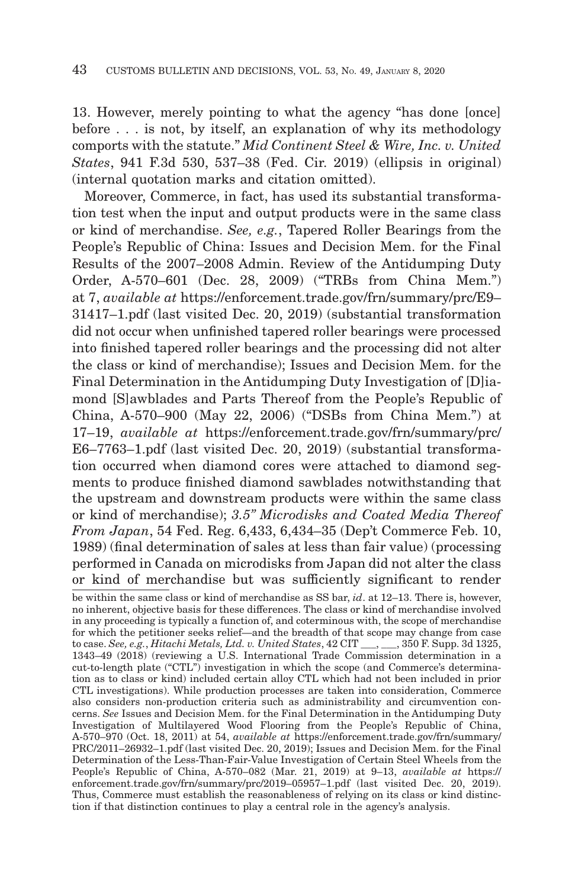13. However, merely pointing to what the agency "has done [once] before . . . is not, by itself, an explanation of why its methodology comports with the statute." *Mid Continent Steel & Wire, Inc. v. United States*, 941 F.3d 530, 537–38 (Fed. Cir. 2019) (ellipsis in original) (internal quotation marks and citation omitted).

Moreover, Commerce, in fact, has used its substantial transformation test when the input and output products were in the same class or kind of merchandise. *See, e.g.*, Tapered Roller Bearings from the People's Republic of China: Issues and Decision Mem. for the Final Results of the 2007–2008 Admin. Review of the Antidumping Duty Order, A-570–601 (Dec. 28, 2009) ("TRBs from China Mem.") at 7, *available at* https://enforcement.trade.gov/frn/summary/prc/E9–31417–1.pdf (last visited Dec. 20, 2019) (substantial transformation did not occur when unfinished tapered roller bearings were processed into finished tapered roller bearings and the processing did not alter the class or kind of merchandise); Issues and Decision Mem. for the Final Determination in the Antidumping Duty Investigation of [D]iamond [S]awblades and Parts Thereof from the People's Republic of China, A-570–900 (May 22, 2006) ("DSBs from China Mem.") at 17–19, *available at* https://enforcement.trade.gov/frn/summary/prc/E6–7763–1.pdf (last visited Dec. 20, 2019) (substantial transformation occurred when diamond cores were attached to diamond segments to produce finished diamond sawblades notwithstanding that the upstream and downstream products were within the same class or kind of merchandise); *3.5" Microdisks and Coated Media Thereof From Japan*, 54 Fed. Reg. 6,433, 6,434–35 (Dep't Commerce Feb. 10, 1989) (final determination of sales at less than fair value) (processing performed in Canada on microdisks from Japan did not alter the class or kind of merchandise but was sufficiently significant to render

be within the same class or kind of merchandise as SS bar, *id*. at 12–13. There is, however, no inherent, objective basis for these differences. The class or kind of merchandise involved in any proceeding is typically a function of, and coterminous with, the scope of merchandise for which the petitioner seeks relief—and the breadth of that scope may change from case to case. *See, e.g.*, *Hitachi Metals, Ltd. v. United States*, 42 CIT ___, ___, 350 F. Supp. 3d 1325, 1343–49 (2018) (reviewing a U.S. International Trade Commission determination in a cut-to-length plate ("CTL") investigation in which the scope (and Commerce's determination as to class or kind) included certain alloy CTL which had not been included in prior CTL investigations). While production processes are taken into consideration, Commerce also considers non-production criteria such as administrability and circumvention concerns. *See* Issues and Decision Mem. for the Final Determination in the Antidumping Duty Investigation of Multilayered Wood Flooring from the People's Republic of China, A-570–970 (Oct. 18, 2011) at 54, *available at* https://enforcement.trade.gov/frn/summary/PRC/2011–26932–1.pdf (last visited Dec. 20, 2019); Issues and Decision Mem. for the Final Determination of the Less-Than-Fair-Value Investigation of Certain Steel Wheels from the People's Republic of China, A-570–082 (Mar. 21, 2019) at 9–13, *available at* https://enforcement.trade.gov/frn/summary/prc/2019–05957–1.pdf (last visited Dec. 20, 2019). Thus, Commerce must establish the reasonableness of relying on its class or kind distinction if that distinction continues to play a central role in the agency's analysis.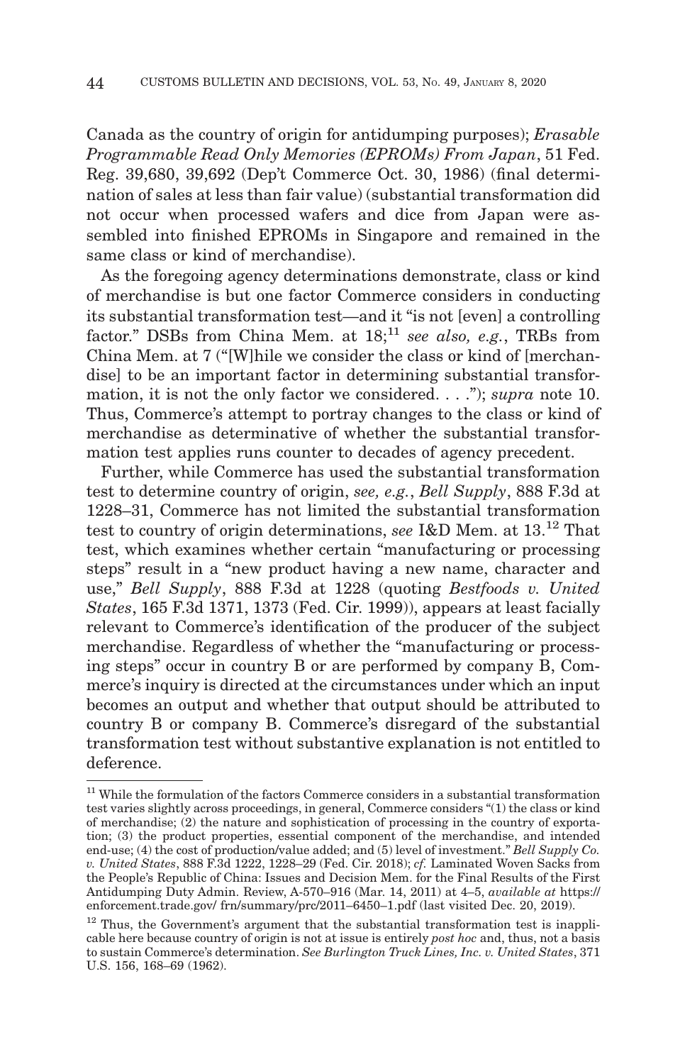Canada as the country of origin for antidumping purposes); *Erasable Programmable Read Only Memories (EPROMs) From Japan*, 51 Fed. Reg. 39,680, 39,692 (Dep't Commerce Oct. 30, 1986) (final determination of sales at less than fair value) (substantial transformation did not occur when processed wafers and dice from Japan were assembled into finished EPROMs in Singapore and remained in the same class or kind of merchandise).

As the foregoing agency determinations demonstrate, class or kind of merchandise is but one factor Commerce considers in conducting its substantial transformation test—and it "is not [even] a controlling factor." DSBs from China Mem. at 18;[11] *see also, e.g.*, TRBs from China Mem. at 7 ("[W]hile we consider the class or kind of [merchandise] to be an important factor in determining substantial transformation, it is not the only factor we considered. . . ."); *supra* note 10. Thus, Commerce's attempt to portray changes to the class or kind of merchandise as determinative of whether the substantial transformation test applies runs counter to decades of agency precedent.

Further, while Commerce has used the substantial transformation test to determine country of origin, *see, e.g.*, *Bell Supply*, 888 F.3d at 1228–31, Commerce has not limited the substantial transformation test to country of origin determinations, *see* I&D Mem. at 13.[12] That test, which examines whether certain "manufacturing or processing steps" result in a "new product having a new name, character and use," *Bell Supply*, 888 F.3d at 1228 (quoting *Bestfoods v. United States*, 165 F.3d 1371, 1373 (Fed. Cir. 1999)), appears at least facially relevant to Commerce's identification of the producer of the subject merchandise. Regardless of whether the "manufacturing or processing steps" occur in country B or are performed by company B, Commerce's inquiry is directed at the circumstances under which an input becomes an output and whether that output should be attributed to country B or company B. Commerce's disregard of the substantial transformation test without substantive explanation is not entitled to deference.

[11] While the formulation of the factors Commerce considers in a substantial transformation test varies slightly across proceedings, in general, Commerce considers "(1) the class or kind of merchandise; (2) the nature and sophistication of processing in the country of exportation; (3) the product properties, essential component of the merchandise, and intended end-use; (4) the cost of production/value added; and (5) level of investment." *Bell Supply Co. v. United States*, 888 F.3d 1222, 1228–29 (Fed. Cir. 2018); *cf.* Laminated Woven Sacks from the People's Republic of China: Issues and Decision Mem. for the Final Results of the First Antidumping Duty Admin. Review, A-570–916 (Mar. 14, 2011) at 4–5, *available at* https://enforcement.trade.gov/ frn/summary/prc/2011–6450–1.pdf (last visited Dec. 20, 2019).

[12] Thus, the Government's argument that the substantial transformation test is inapplicable here because country of origin is not at issue is entirely *post hoc* and, thus, not a basis to sustain Commerce's determination. *See Burlington Truck Lines, Inc. v. United States*, 371 U.S. 156, 168–69 (1962).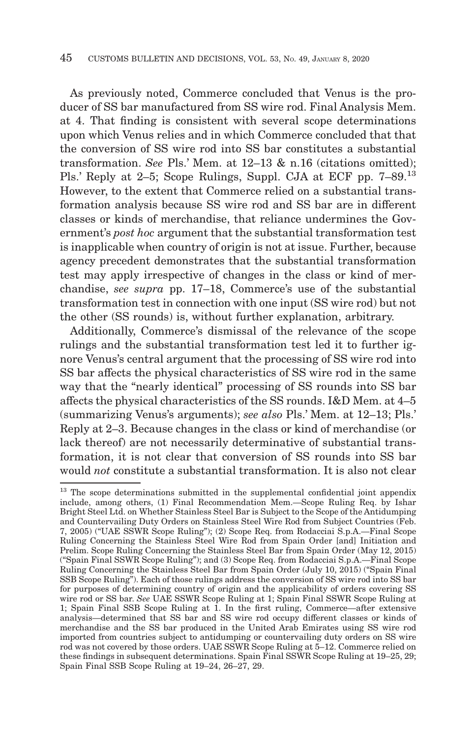As previously noted, Commerce concluded that Venus is the producer of SS bar manufactured from SS wire rod. Final Analysis Mem. at 4. That finding is consistent with several scope determinations upon which Venus relies and in which Commerce concluded that that the conversion of SS wire rod into SS bar constitutes a substantial transformation. *See* Pls.' Mem. at 12–13 & n.16 (citations omitted); Pls.' Reply at 2–5; Scope Rulings, Suppl. CJA at ECF pp. 7–89.[13] However, to the extent that Commerce relied on a substantial transformation analysis because SS wire rod and SS bar are in different classes or kinds of merchandise, that reliance undermines the Government's *post hoc* argument that the substantial transformation test is inapplicable when country of origin is not at issue. Further, because agency precedent demonstrates that the substantial transformation test may apply irrespective of changes in the class or kind of merchandise, *see supra* pp. 17–18, Commerce's use of the substantial transformation test in connection with one input (SS wire rod) but not the other (SS rounds) is, without further explanation, arbitrary.

Additionally, Commerce's dismissal of the relevance of the scope rulings and the substantial transformation test led it to further ignore Venus's central argument that the processing of SS wire rod into SS bar affects the physical characteristics of SS wire rod in the same way that the "nearly identical" processing of SS rounds into SS bar affects the physical characteristics of the SS rounds. I&D Mem. at 4–5 (summarizing Venus's arguments); *see also* Pls.' Mem. at 12–13; Pls.' Reply at 2–3. Because changes in the class or kind of merchandise (or lack thereof) are not necessarily determinative of substantial transformation, it is not clear that conversion of SS rounds into SS bar would *not* constitute a substantial transformation. It is also not clear

[13] The scope determinations submitted in the supplemental confidential joint appendix include, among others, (1) Final Recommendation Mem.—Scope Ruling Req. by Ishar Bright Steel Ltd. on Whether Stainless Steel Bar is Subject to the Scope of the Antidumping and Countervailing Duty Orders on Stainless Steel Wire Rod from Subject Countries (Feb. 7, 2005) ("UAE SSWR Scope Ruling"); (2) Scope Req. from Rodacciai S.p.A.—Final Scope Ruling Concerning the Stainless Steel Wire Rod from Spain Order [and] Initiation and Prelim. Scope Ruling Concerning the Stainless Steel Bar from Spain Order (May 12, 2015) ("Spain Final SSWR Scope Ruling"); and (3) Scope Req. from Rodacciai S.p.A.—Final Scope Ruling Concerning the Stainless Steel Bar from Spain Order (July 10, 2015) ("Spain Final SSB Scope Ruling"). Each of those rulings address the conversion of SS wire rod into SS bar for purposes of determining country of origin and the applicability of orders covering SS wire rod or SS bar. *See* UAE SSWR Scope Ruling at 1; Spain Final SSWR Scope Ruling at 1; Spain Final SSB Scope Ruling at 1. In the first ruling, Commerce—after extensive analysis—determined that SS bar and SS wire rod occupy different classes or kinds of merchandise and the SS bar produced in the United Arab Emirates using SS wire rod imported from countries subject to antidumping or countervailing duty orders on SS wire rod was not covered by those orders. UAE SSWR Scope Ruling at 5–12. Commerce relied on these findings in subsequent determinations. Spain Final SSWR Scope Ruling at 19–25, 29; Spain Final SSB Scope Ruling at 19–24, 26–27, 29.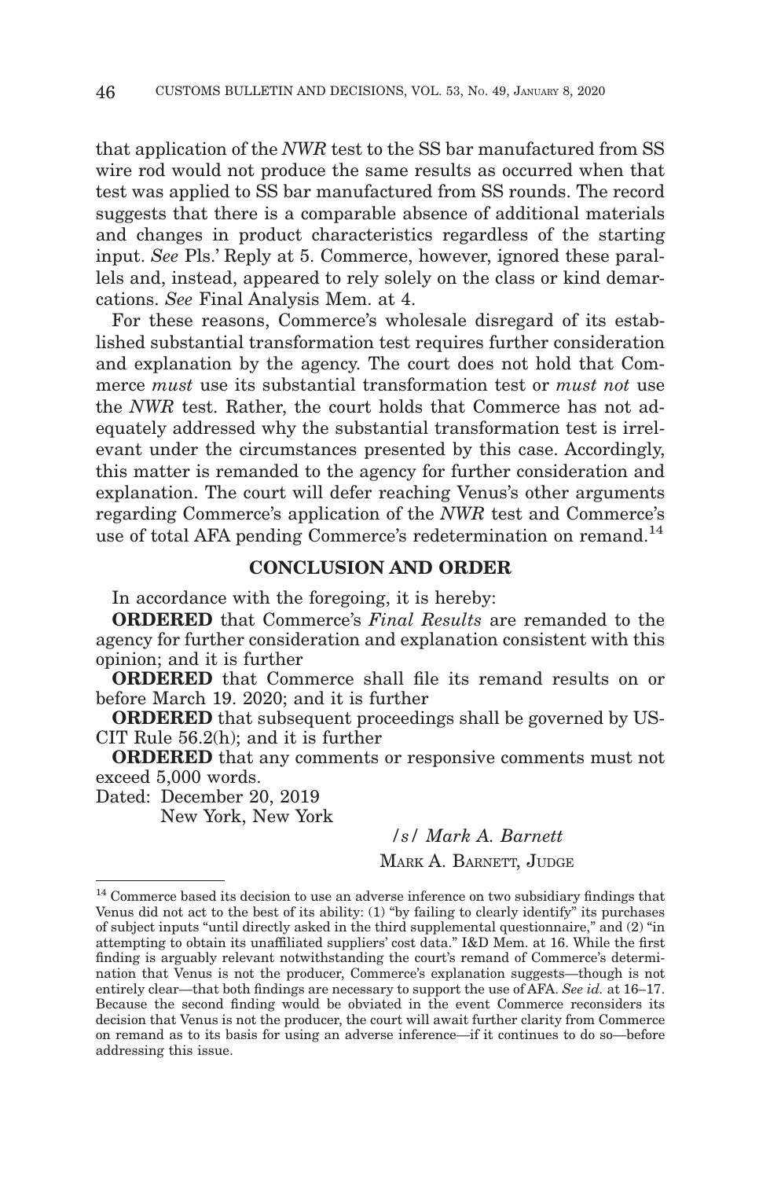that application of the *NWR* test to the SS bar manufactured from SS wire rod would not produce the same results as occurred when that test was applied to SS bar manufactured from SS rounds. The record suggests that there is a comparable absence of additional materials and changes in product characteristics regardless of the starting input. *See* Pls.' Reply at 5. Commerce, however, ignored these parallels and, instead, appeared to rely solely on the class or kind demarcations. *See* Final Analysis Mem. at 4.

For these reasons, Commerce's wholesale disregard of its established substantial transformation test requires further consideration and explanation by the agency. The court does not hold that Commerce *must* use its substantial transformation test or *must not* use the *NWR* test. Rather, the court holds that Commerce has not adequately addressed why the substantial transformation test is irrelevant under the circumstances presented by this case. Accordingly, this matter is remanded to the agency for further consideration and explanation. The court will defer reaching Venus's other arguments regarding Commerce's application of the *NWR* test and Commerce's use of total AFA pending Commerce's redetermination on remand.[14]

## CONCLUSION AND ORDER

In accordance with the foregoing, it is hereby:

**ORDERED** that Commerce's *Final Results* are remanded to the agency for further consideration and explanation consistent with this opinion; and it is further

**ORDERED** that Commerce shall file its remand results on or before March 19. 2020; and it is further

**ORDERED** that subsequent proceedings shall be governed by USCIT Rule 56.2(h); and it is further

**ORDERED** that any comments or responsive comments must not exceed 5,000 words.

Dated: December 20, 2019
New York, New York

/s/ *Mark A. Barnett*
MARK A. BARNETT, JUDGE

---

[14] Commerce based its decision to use an adverse inference on two subsidiary findings that Venus did not act to the best of its ability: (1) "by failing to clearly identify" its purchases of subject inputs "until directly asked in the third supplemental questionnaire," and (2) "in attempting to obtain its unaffiliated suppliers' cost data." I&D Mem. at 16. While the first finding is arguably relevant notwithstanding the court's remand of Commerce's determination that Venus is not the producer, Commerce's explanation suggests—though is not entirely clear—that both findings are necessary to support the use of AFA. *See id.* at 16–17. Because the second finding would be obviated in the event Commerce reconsiders its decision that Venus is not the producer, the court will await further clarity from Commerce on remand as to its basis for using an adverse inference—if it continues to do so—before addressing this issue.